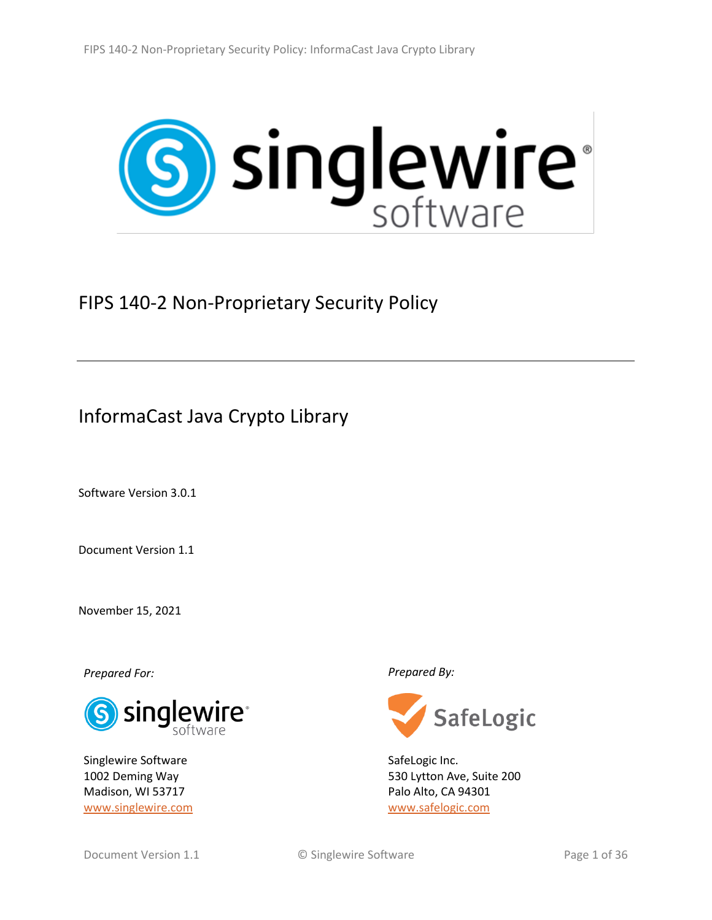# FIPS 140-2 Non-Proprietary Security Policy

## InformaCast Java Crypto Library

Software Version 3.0.1

Document Version 1.1

November 15, 2021

*Prepared For:*

Singlewire Software
1002 Deming Way
Madison, WI 53717
www.singlewire.com

*Prepared By:*

SafeLogic Inc.
530 Lytton Ave, Suite 200
Palo Alto, CA 94301
www.safelogic.com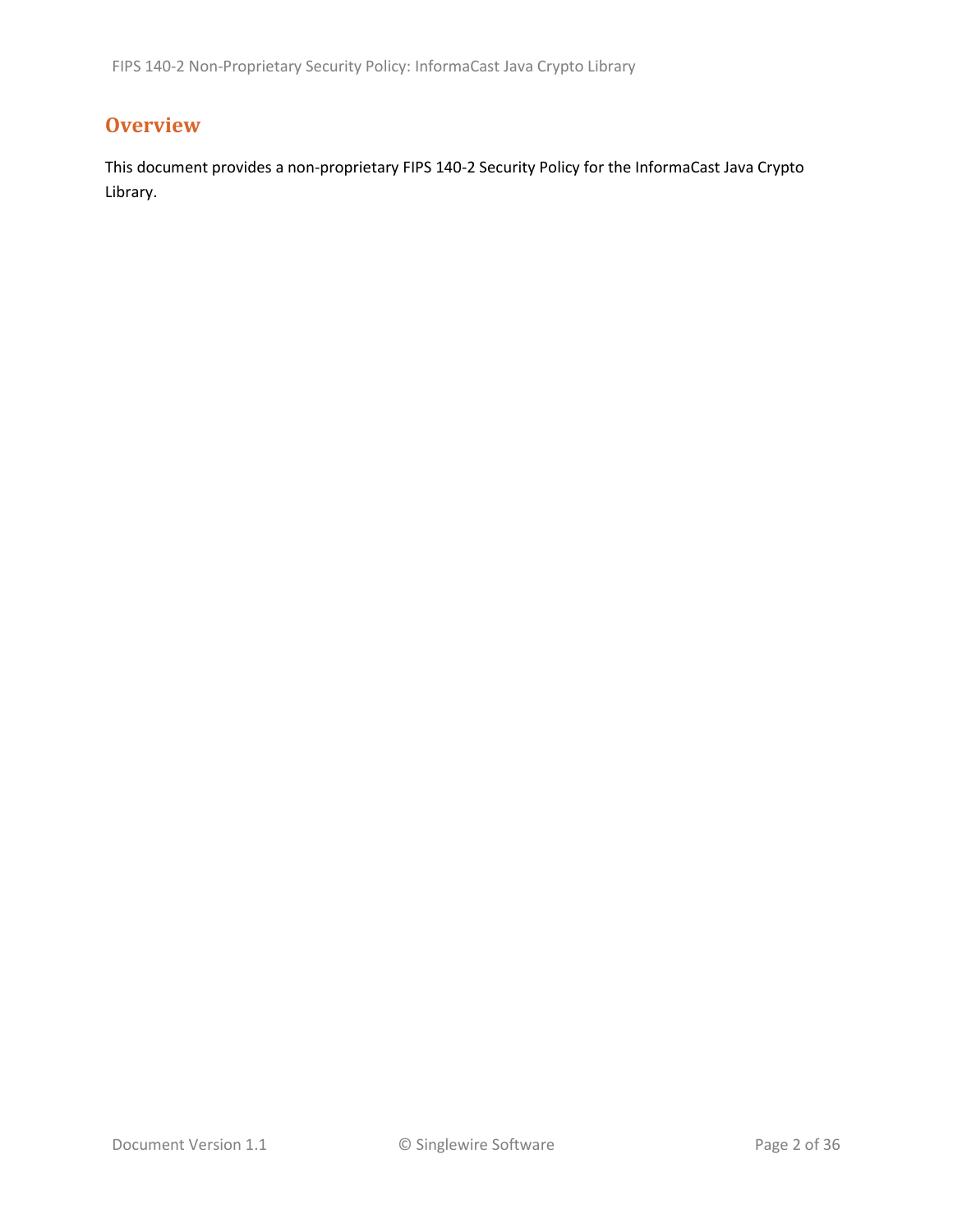## Overview

This document provides a non-proprietary FIPS 140-2 Security Policy for the InformaCast Java Crypto Library.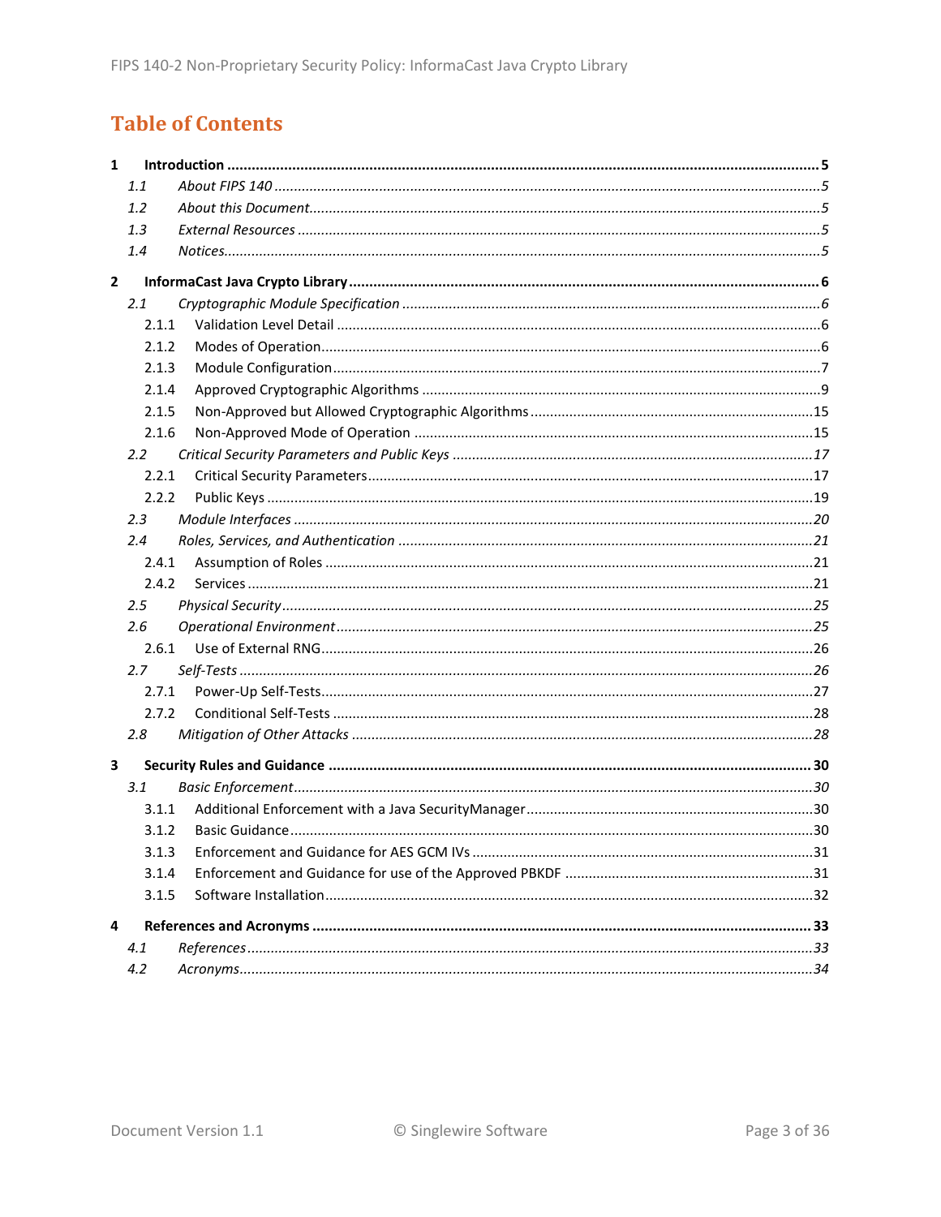# Table of Contents

**1 Introduction .......... 5**

*1.1 About FIPS 140 .......... 5*

*1.2 About this Document .......... 5*

*1.3 External Resources .......... 5*

*1.4 Notices .......... 5*

**2 InformaCast Java Crypto Library .......... 6**

*2.1 Cryptographic Module Specification .......... 6*

2.1.1 Validation Level Detail .......... 6

2.1.2 Modes of Operation .......... 6

2.1.3 Module Configuration .......... 7

2.1.4 Approved Cryptographic Algorithms .......... 9

2.1.5 Non-Approved but Allowed Cryptographic Algorithms .......... 15

2.1.6 Non-Approved Mode of Operation .......... 15

*2.2 Critical Security Parameters and Public Keys .......... 17*

2.2.1 Critical Security Parameters .......... 17

2.2.2 Public Keys .......... 19

*2.3 Module Interfaces .......... 20*

*2.4 Roles, Services, and Authentication .......... 21*

2.4.1 Assumption of Roles .......... 21

2.4.2 Services .......... 21

*2.5 Physical Security .......... 25*

*2.6 Operational Environment .......... 25*

2.6.1 Use of External RNG .......... 26

*2.7 Self-Tests .......... 26*

2.7.1 Power-Up Self-Tests .......... 27

2.7.2 Conditional Self-Tests .......... 28

*2.8 Mitigation of Other Attacks .......... 28*

**3 Security Rules and Guidance .......... 30**

*3.1 Basic Enforcement .......... 30*

3.1.1 Additional Enforcement with a Java SecurityManager .......... 30

3.1.2 Basic Guidance .......... 30

3.1.3 Enforcement and Guidance for AES GCM IVs .......... 31

3.1.4 Enforcement and Guidance for use of the Approved PBKDF .......... 31

3.1.5 Software Installation .......... 32

**4 References and Acronyms .......... 33**

*4.1 References .......... 33*

*4.2 Acronyms .......... 34*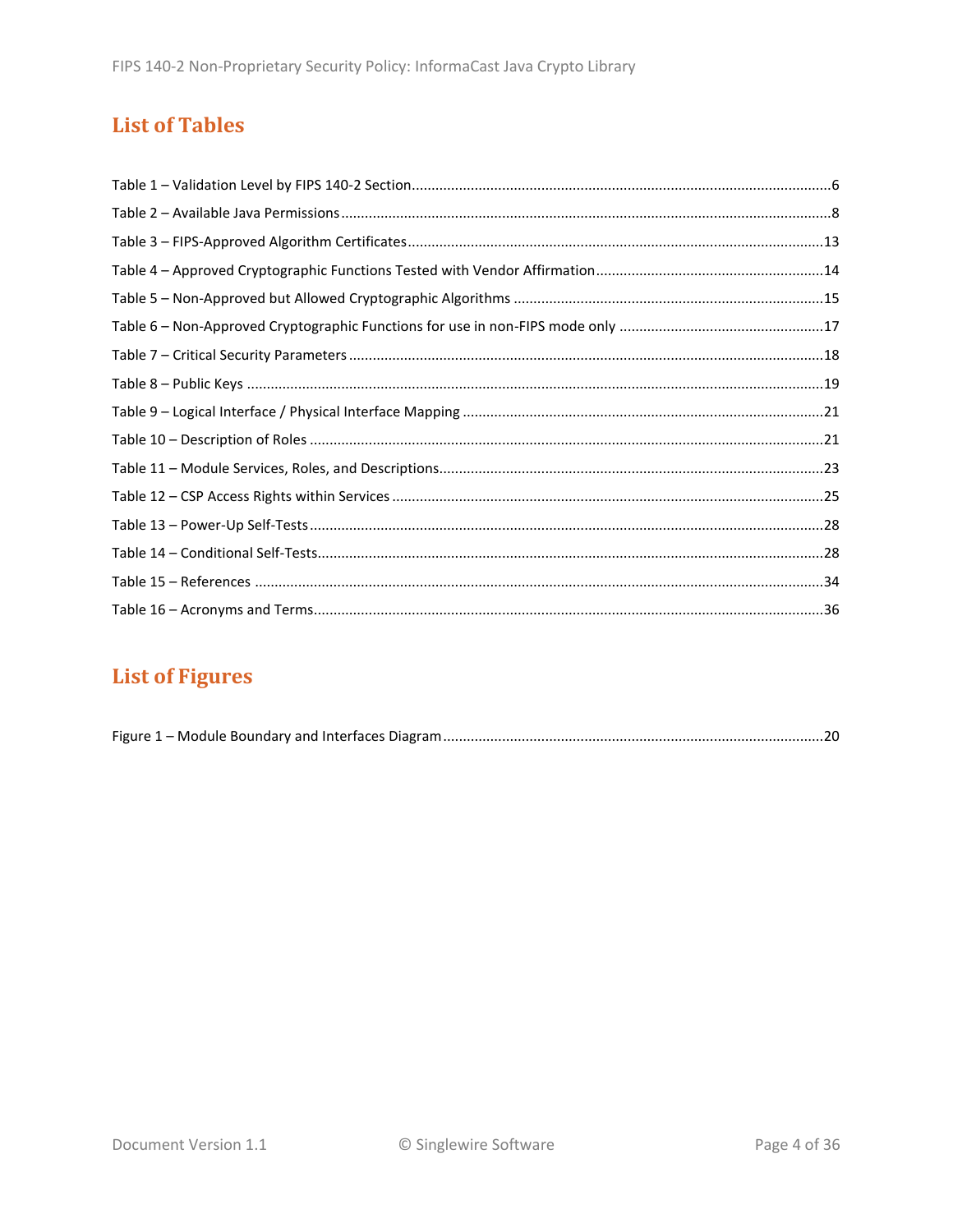## List of Tables

Table 1 – Validation Level by FIPS 140-2 Section............6
Table 2 – Available Java Permissions............8
Table 3 – FIPS-Approved Algorithm Certificates............13
Table 4 – Approved Cryptographic Functions Tested with Vendor Affirmation............14
Table 5 – Non-Approved but Allowed Cryptographic Algorithms............15
Table 6 – Non-Approved Cryptographic Functions for use in non-FIPS mode only............17
Table 7 – Critical Security Parameters............18
Table 8 – Public Keys............19
Table 9 – Logical Interface / Physical Interface Mapping............21
Table 10 – Description of Roles............21
Table 11 – Module Services, Roles, and Descriptions............23
Table 12 – CSP Access Rights within Services............25
Table 13 – Power-Up Self-Tests............28
Table 14 – Conditional Self-Tests............28
Table 15 – References............34
Table 16 – Acronyms and Terms............36

## List of Figures

Figure 1 – Module Boundary and Interfaces Diagram............20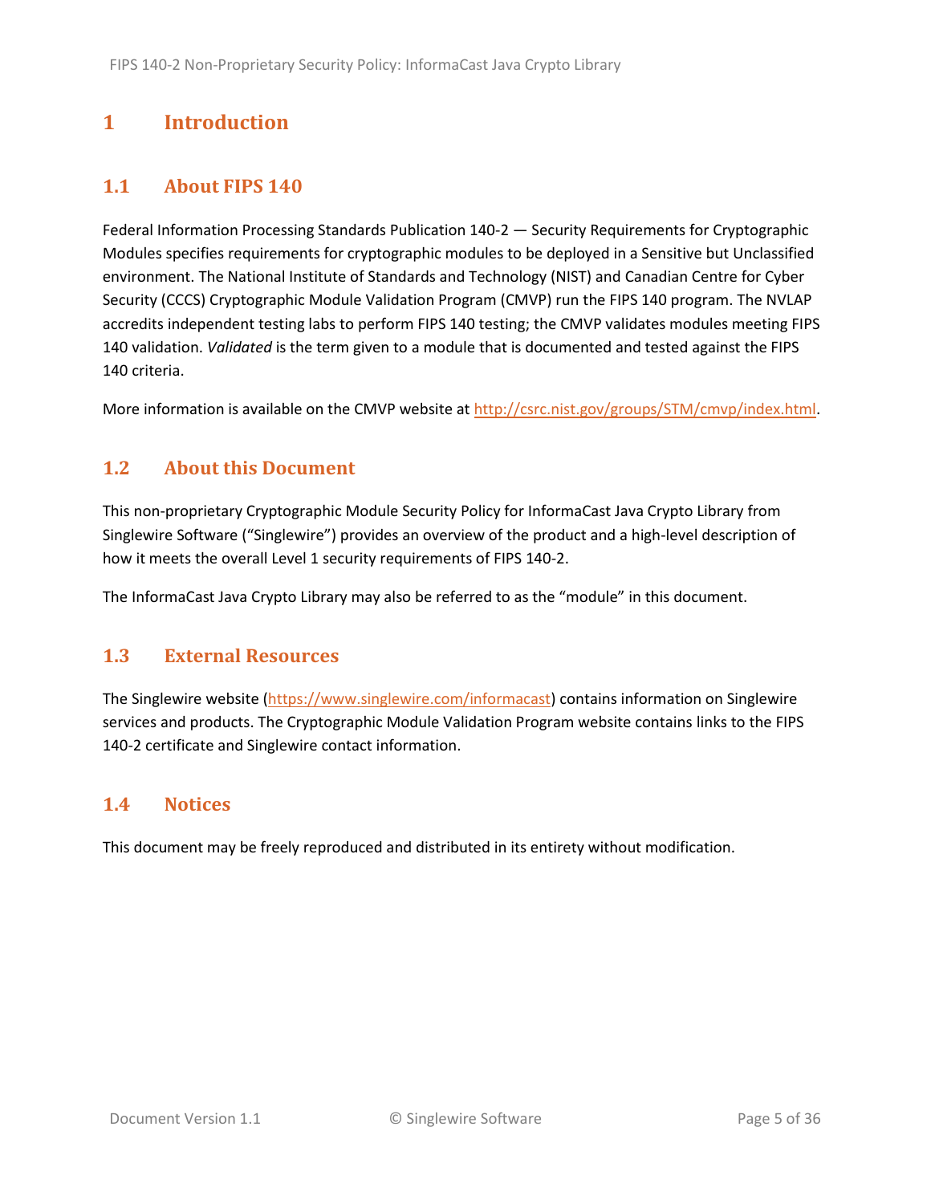# 1 Introduction

## 1.1 About FIPS 140

Federal Information Processing Standards Publication 140-2 — Security Requirements for Cryptographic Modules specifies requirements for cryptographic modules to be deployed in a Sensitive but Unclassified environment. The National Institute of Standards and Technology (NIST) and Canadian Centre for Cyber Security (CCCS) Cryptographic Module Validation Program (CMVP) run the FIPS 140 program. The NVLAP accredits independent testing labs to perform FIPS 140 testing; the CMVP validates modules meeting FIPS 140 validation. *Validated* is the term given to a module that is documented and tested against the FIPS 140 criteria.

More information is available on the CMVP website at [http://csrc.nist.gov/groups/STM/cmvp/index.html](http://csrc.nist.gov/groups/STM/cmvp/index.html).

## 1.2 About this Document

This non-proprietary Cryptographic Module Security Policy for InformaCast Java Crypto Library from Singlewire Software ("Singlewire") provides an overview of the product and a high-level description of how it meets the overall Level 1 security requirements of FIPS 140-2.

The InformaCast Java Crypto Library may also be referred to as the "module" in this document.

## 1.3 External Resources

The Singlewire website ([https://www.singlewire.com/informacast](https://www.singlewire.com/informacast)) contains information on Singlewire services and products. The Cryptographic Module Validation Program website contains links to the FIPS 140-2 certificate and Singlewire contact information.

## 1.4 Notices

This document may be freely reproduced and distributed in its entirety without modification.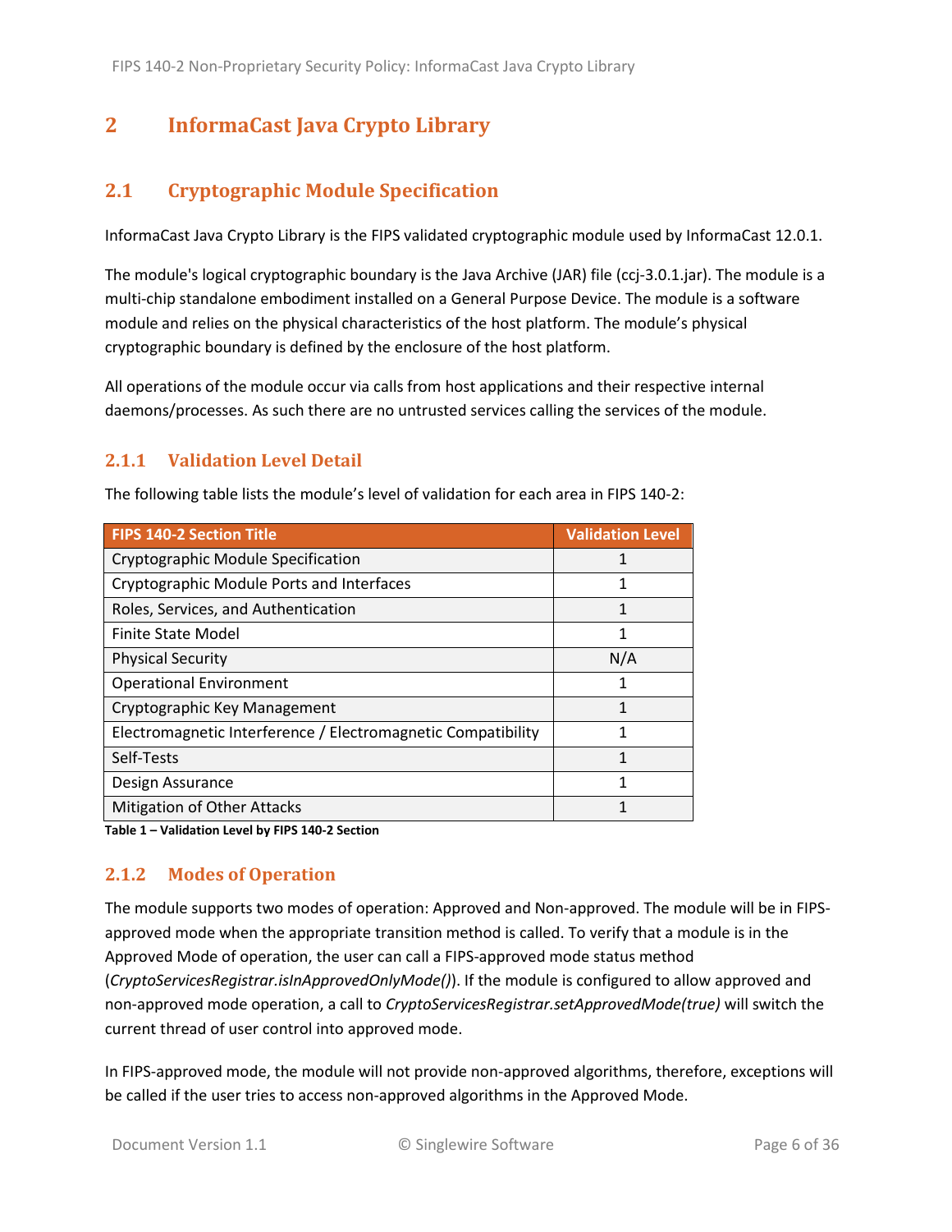# 2 InformaCast Java Crypto Library

## 2.1 Cryptographic Module Specification

InformaCast Java Crypto Library is the FIPS validated cryptographic module used by InformaCast 12.0.1.

The module's logical cryptographic boundary is the Java Archive (JAR) file (ccj-3.0.1.jar). The module is a multi-chip standalone embodiment installed on a General Purpose Device. The module is a software module and relies on the physical characteristics of the host platform. The module's physical cryptographic boundary is defined by the enclosure of the host platform.

All operations of the module occur via calls from host applications and their respective internal daemons/processes. As such there are no untrusted services calling the services of the module.

### 2.1.1 Validation Level Detail

The following table lists the module's level of validation for each area in FIPS 140-2:

| FIPS 140-2 Section Title | Validation Level |
|---|---|
| Cryptographic Module Specification | 1 |
| Cryptographic Module Ports and Interfaces | 1 |
| Roles, Services, and Authentication | 1 |
| Finite State Model | 1 |
| Physical Security | N/A |
| Operational Environment | 1 |
| Cryptographic Key Management | 1 |
| Electromagnetic Interference / Electromagnetic Compatibility | 1 |
| Self-Tests | 1 |
| Design Assurance | 1 |
| Mitigation of Other Attacks | 1 |

**Table 1 – Validation Level by FIPS 140-2 Section**

### 2.1.2 Modes of Operation

The module supports two modes of operation: Approved and Non-approved. The module will be in FIPS-approved mode when the appropriate transition method is called. To verify that a module is in the Approved Mode of operation, the user can call a FIPS-approved mode status method (*CryptoServicesRegistrar.isInApprovedOnlyMode()*). If the module is configured to allow approved and non-approved mode operation, a call to *CryptoServicesRegistrar.setApprovedMode(true)* will switch the current thread of user control into approved mode.

In FIPS-approved mode, the module will not provide non-approved algorithms, therefore, exceptions will be called if the user tries to access non-approved algorithms in the Approved Mode.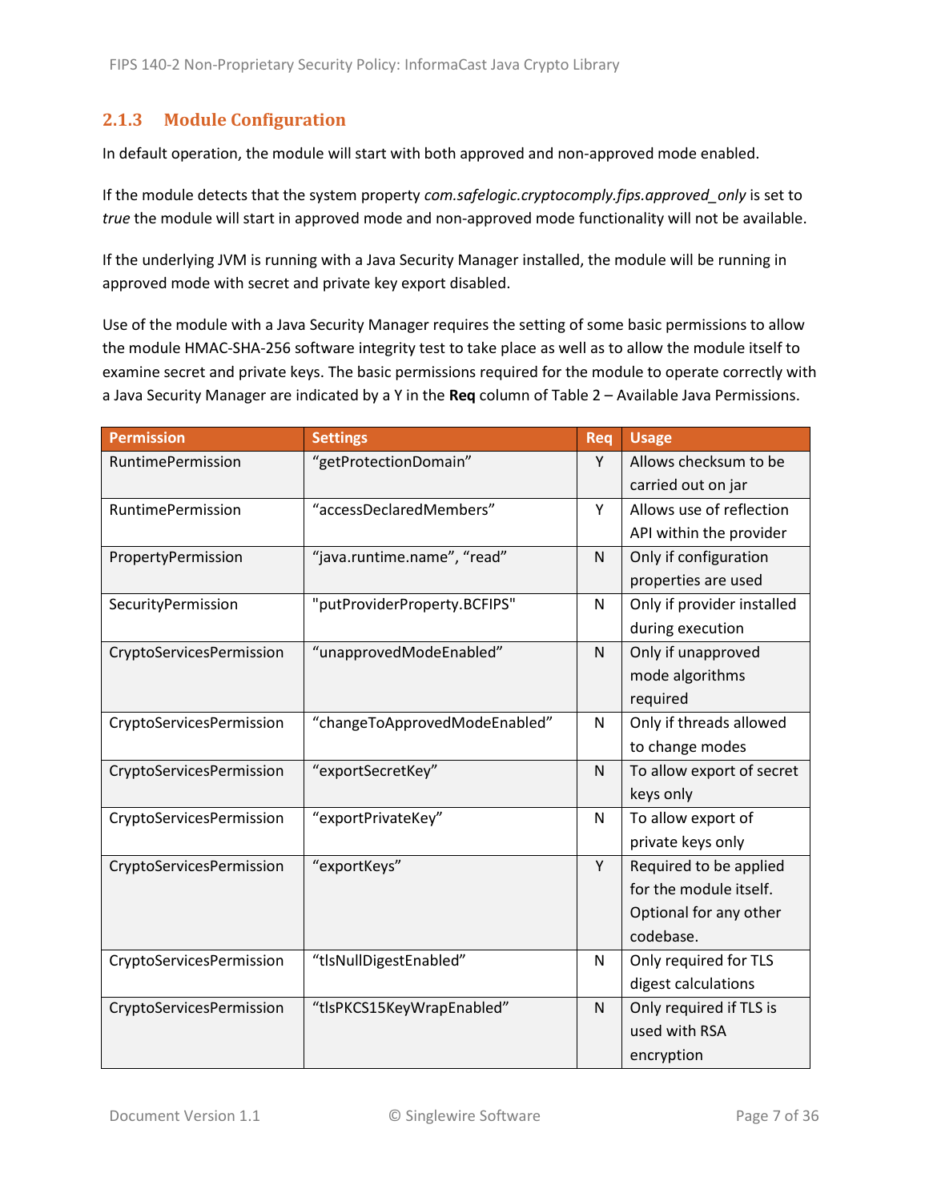### 2.1.3 Module Configuration

In default operation, the module will start with both approved and non-approved mode enabled.

If the module detects that the system property *com.safelogic.cryptocomply.fips.approved_only* is set to *true* the module will start in approved mode and non-approved mode functionality will not be available.

If the underlying JVM is running with a Java Security Manager installed, the module will be running in approved mode with secret and private key export disabled.

Use of the module with a Java Security Manager requires the setting of some basic permissions to allow the module HMAC-SHA-256 software integrity test to take place as well as to allow the module itself to examine secret and private keys. The basic permissions required for the module to operate correctly with a Java Security Manager are indicated by a Y in the **Req** column of Table 2 – Available Java Permissions.

| Permission | Settings | Req | Usage |
|---|---|---|---|
| RuntimePermission | “getProtectionDomain” | Y | Allows checksum to be carried out on jar |
| RuntimePermission | “accessDeclaredMembers” | Y | Allows use of reflection API within the provider |
| PropertyPermission | “java.runtime.name”, “read” | N | Only if configuration properties are used |
| SecurityPermission | "putProviderProperty.BCFIPS" | N | Only if provider installed during execution |
| CryptoServicesPermission | “unapprovedModeEnabled” | N | Only if unapproved mode algorithms required |
| CryptoServicesPermission | “changeToApprovedModeEnabled” | N | Only if threads allowed to change modes |
| CryptoServicesPermission | “exportSecretKey” | N | To allow export of secret keys only |
| CryptoServicesPermission | “exportPrivateKey” | N | To allow export of private keys only |
| CryptoServicesPermission | “exportKeys” | Y | Required to be applied for the module itself. Optional for any other codebase. |
| CryptoServicesPermission | “tlsNullDigestEnabled” | N | Only required for TLS digest calculations |
| CryptoServicesPermission | “tlsPKCS15KeyWrapEnabled” | N | Only required if TLS is used with RSA encryption |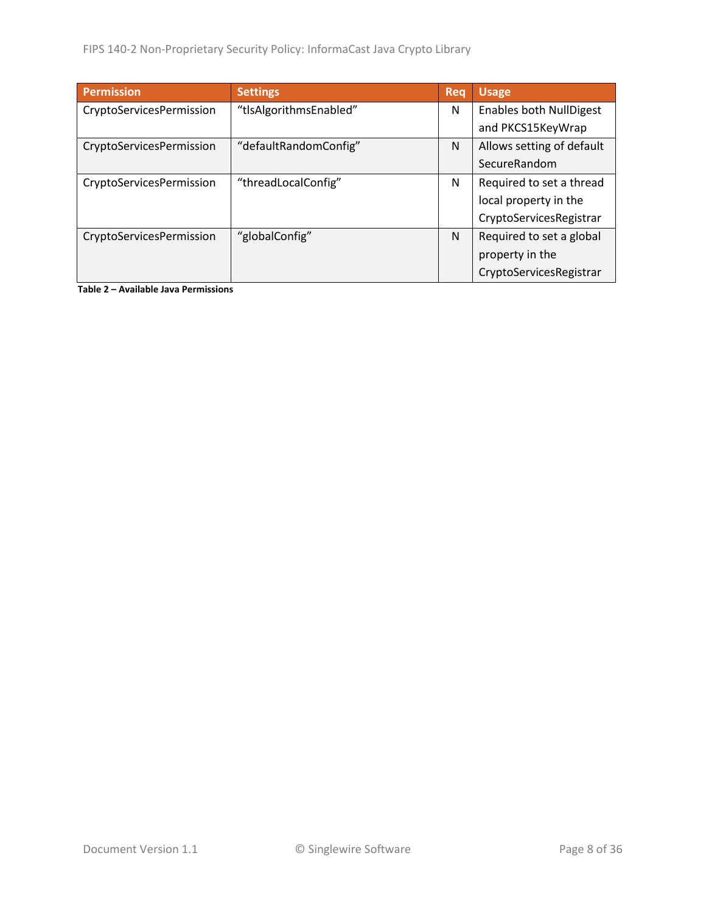| Permission | Settings | Req | Usage |
| --- | --- | --- | --- |
| CryptoServicesPermission | “tlsAlgorithmsEnabled” | N | Enables both NullDigest and PKCS15KeyWrap |
| CryptoServicesPermission | “defaultRandomConfig” | N | Allows setting of default SecureRandom |
| CryptoServicesPermission | “threadLocalConfig” | N | Required to set a thread local property in the CryptoServicesRegistrar |
| CryptoServicesPermission | “globalConfig” | N | Required to set a global property in the CryptoServicesRegistrar |

**Table 2 – Available Java Permissions**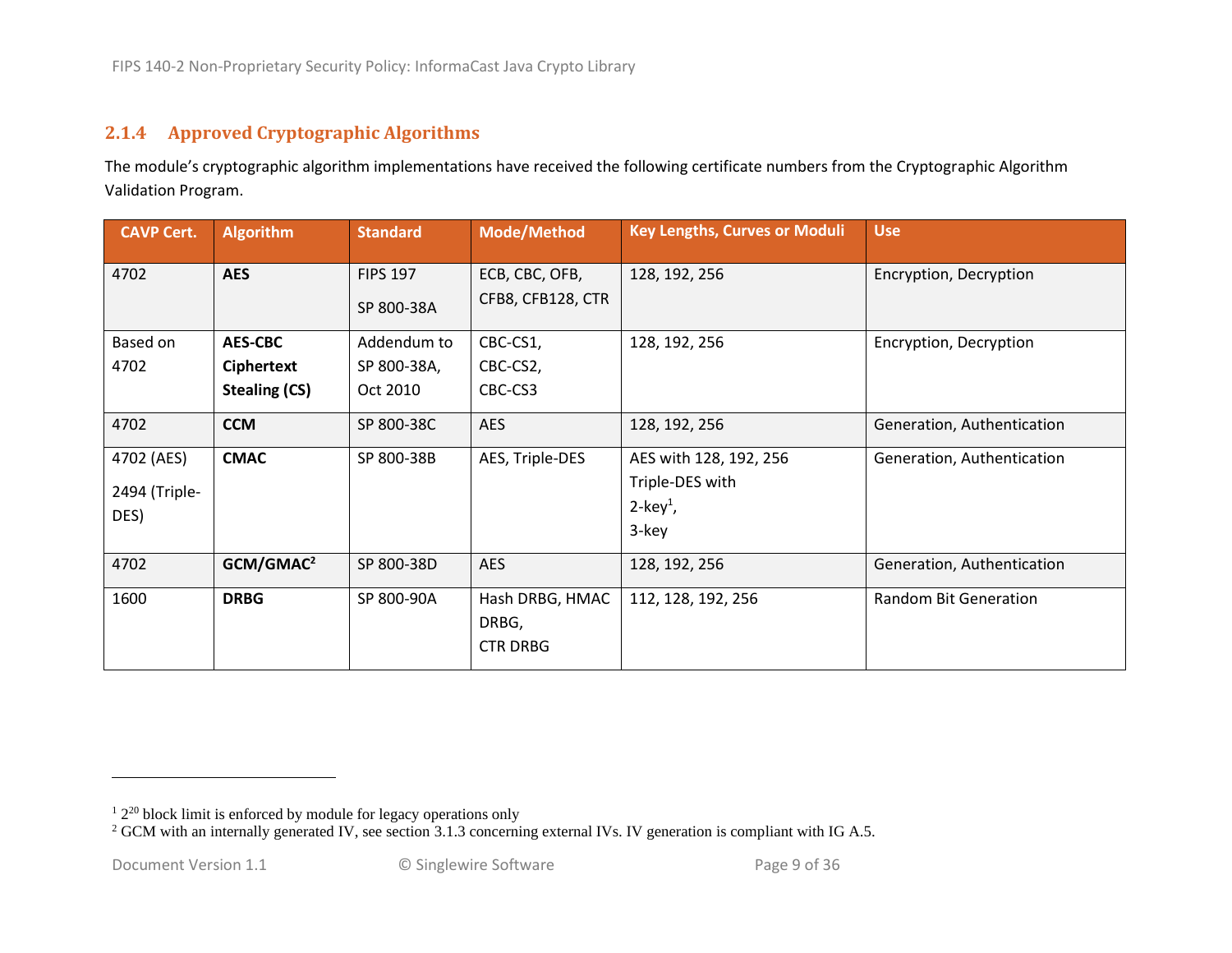### 2.1.4 Approved Cryptographic Algorithms

The module's cryptographic algorithm implementations have received the following certificate numbers from the Cryptographic Algorithm Validation Program.

| CAVP Cert. | Algorithm | Standard | Mode/Method | Key Lengths, Curves or Moduli | Use |
|---|---|---|---|---|---|
| 4702 | **AES** | FIPS 197<br>SP 800-38A | ECB, CBC, OFB, CFB8, CFB128, CTR | 128, 192, 256 | Encryption, Decryption |
| Based on 4702 | **AES-CBC Ciphertext Stealing (CS)** | Addendum to SP 800-38A, Oct 2010 | CBC-CS1,<br>CBC-CS2,<br>CBC-CS3 | 128, 192, 256 | Encryption, Decryption |
| 4702 | **CCM** | SP 800-38C | AES | 128, 192, 256 | Generation, Authentication |
| 4702 (AES)<br>2494 (Triple-DES) | **CMAC** | SP 800-38B | AES, Triple-DES | AES with 128, 192, 256<br>Triple-DES with<br>2-key[1],<br>3-key | Generation, Authentication |
| 4702 | **GCM/GMAC**[2] | SP 800-38D | AES | 128, 192, 256 | Generation, Authentication |
| 1600 | **DRBG** | SP 800-90A | Hash DRBG, HMAC DRBG,<br>CTR DRBG | 112, 128, 192, 256 | Random Bit Generation |

[1] $2^{20}$ block limit is enforced by module for legacy operations only

[2] GCM with an internally generated IV, see section 3.1.3 concerning external IVs. IV generation is compliant with IG A.5.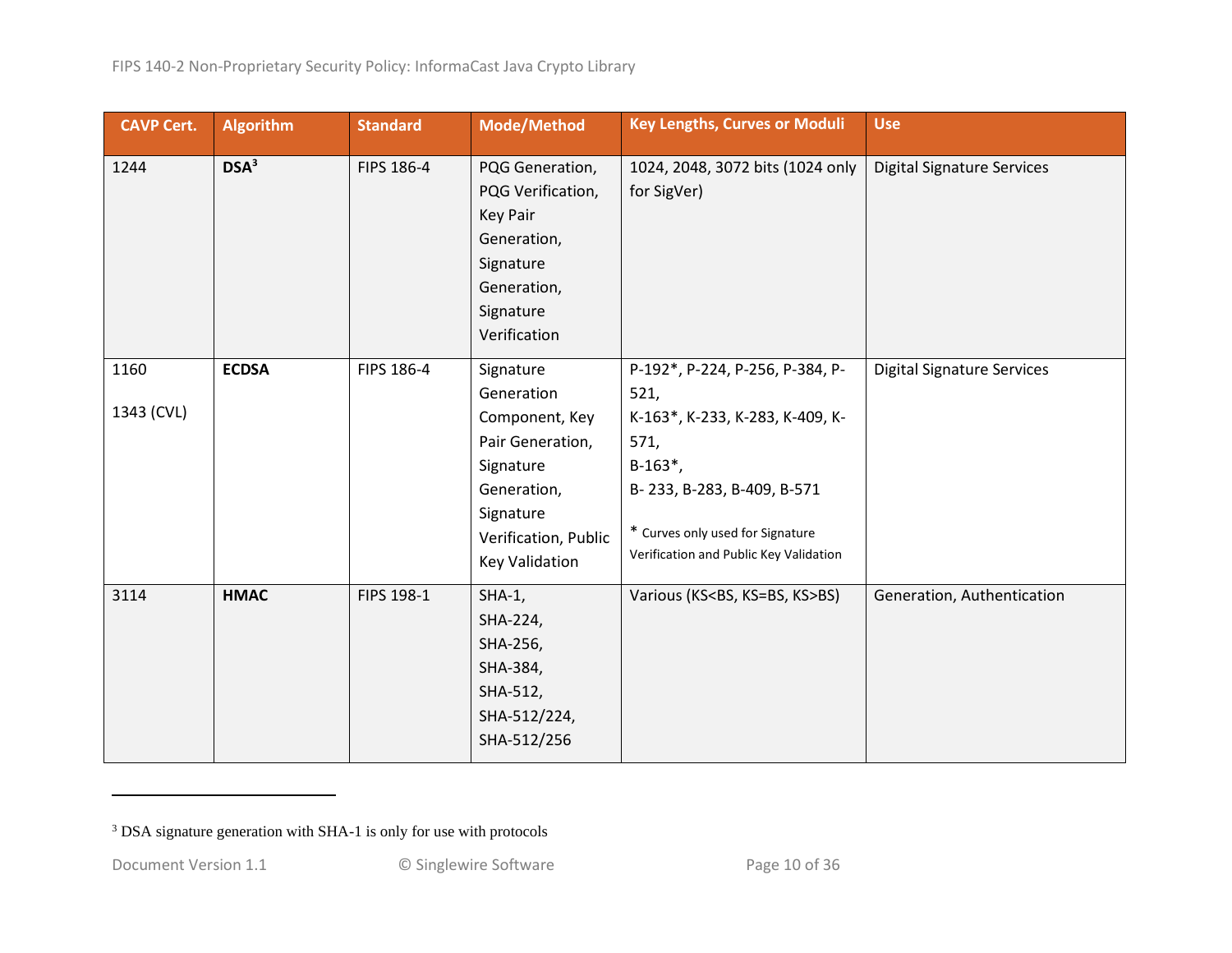| CAVP Cert. | Algorithm | Standard | Mode/Method | Key Lengths, Curves or Moduli | Use |
|---|---|---|---|---|---|
| 1244 | **DSA**[3] | FIPS 186-4 | PQG Generation, PQG Verification, Key Pair Generation, Signature Generation, Signature Verification | 1024, 2048, 3072 bits (1024 only for SigVer) | Digital Signature Services |
| 1160<br><br>1343 (CVL) | **ECDSA** | FIPS 186-4 | Signature Generation Component, Key Pair Generation, Signature Generation, Signature Verification, Public Key Validation | P-192*, P-224, P-256, P-384, P-521,<br>K-163*, K-233, K-283, K-409, K-571,<br>B-163*,<br>B- 233, B-283, B-409, B-571<br><br>* Curves only used for Signature Verification and Public Key Validation | Digital Signature Services |
| 3114 | **HMAC** | FIPS 198-1 | SHA-1,<br>SHA-224,<br>SHA-256,<br>SHA-384,<br>SHA-512,<br>SHA-512/224,<br>SHA-512/256 | Various (KS<BS, KS=BS, KS>BS) | Generation, Authentication |

[3] DSA signature generation with SHA-1 is only for use with protocols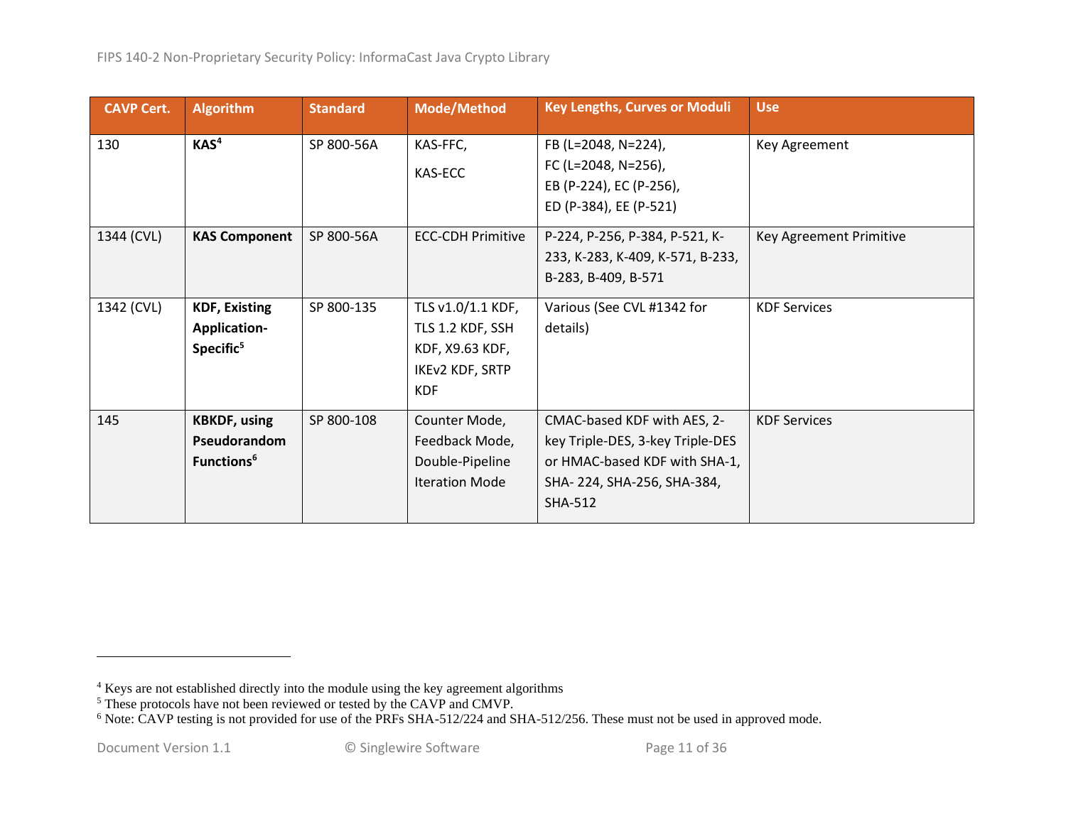| CAVP Cert. | Algorithm | Standard | Mode/Method | Key Lengths, Curves or Moduli | Use |
|---|---|---|---|---|---|
| 130 | **KAS**[4] | SP 800-56A | KAS-FFC, KAS-ECC | FB (L=2048, N=224), FC (L=2048, N=256), EB (P-224), EC (P-256), ED (P-384), EE (P-521) | Key Agreement |
| 1344 (CVL) | **KAS Component** | SP 800-56A | ECC-CDH Primitive | P-224, P-256, P-384, P-521, K-233, K-283, K-409, K-571, B-233, B-283, B-409, B-571 | Key Agreement Primitive |
| 1342 (CVL) | **KDF, Existing Application-Specific**[5] | SP 800-135 | TLS v1.0/1.1 KDF, TLS 1.2 KDF, SSH KDF, X9.63 KDF, IKEv2 KDF, SRTP KDF | Various (See CVL #1342 for details) | KDF Services |
| 145 | **KBKDF, using Pseudorandom Functions**[6] | SP 800-108 | Counter Mode, Feedback Mode, Double-Pipeline Iteration Mode | CMAC-based KDF with AES, 2-key Triple-DES, 3-key Triple-DES or HMAC-based KDF with SHA-1, SHA- 224, SHA-256, SHA-384, SHA-512 | KDF Services |

[4] Keys are not established directly into the module using the key agreement algorithms

[5] These protocols have not been reviewed or tested by the CAVP and CMVP.

[6] Note: CAVP testing is not provided for use of the PRFs SHA-512/224 and SHA-512/256. These must not be used in approved mode.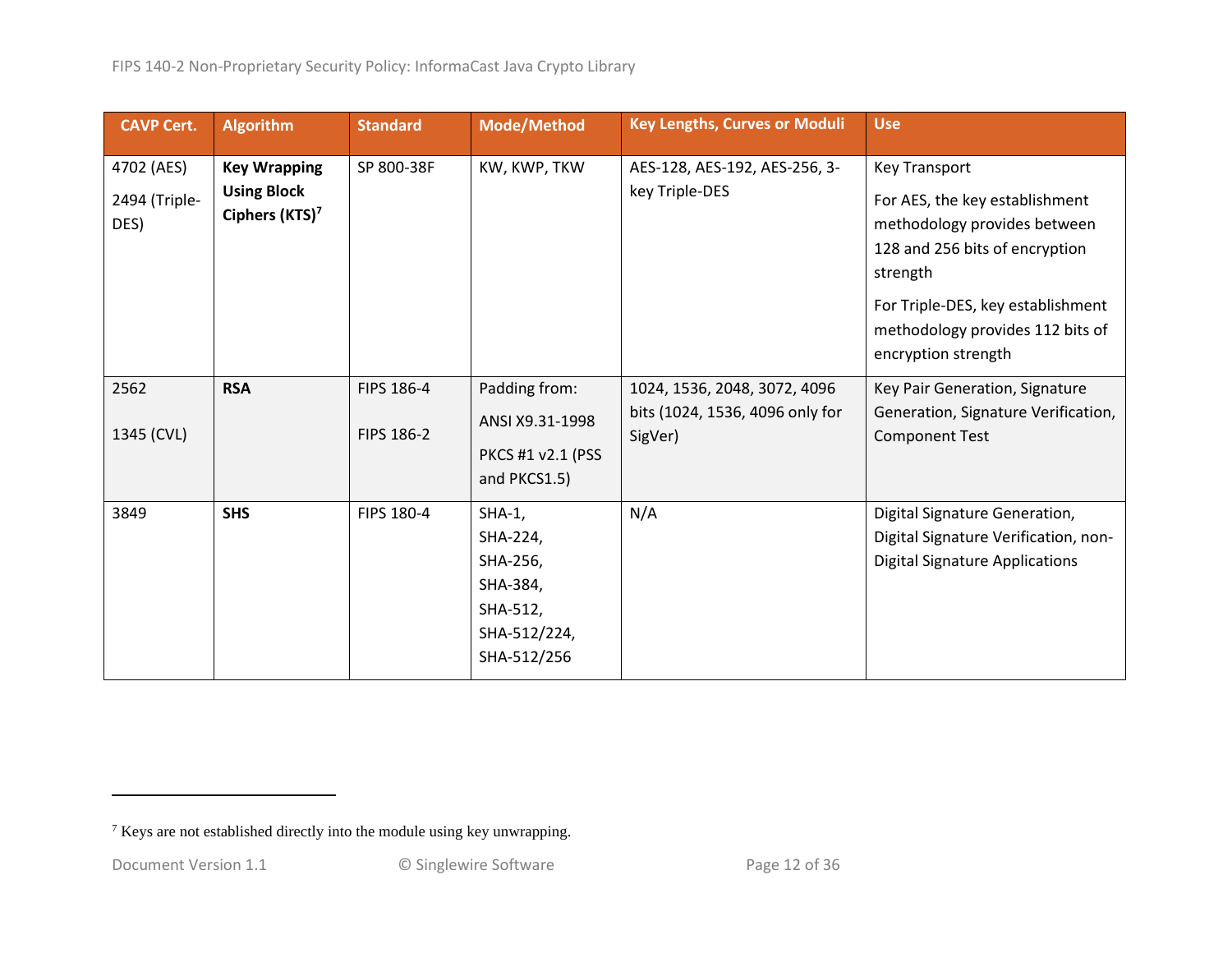| CAVP Cert. | Algorithm | Standard | Mode/Method | Key Lengths, Curves or Moduli | Use |
|---|---|---|---|---|---|
| 4702 (AES)<br>2494 (Triple-DES) | **Key Wrapping Using Block Ciphers (KTS)**[7] | SP 800-38F | KW, KWP, TKW | AES-128, AES-192, AES-256, 3-key Triple-DES | Key Transport<br>For AES, the key establishment methodology provides between 128 and 256 bits of encryption strength<br>For Triple-DES, key establishment methodology provides 112 bits of encryption strength |
| 2562<br>1345 (CVL) | **RSA** | FIPS 186-4<br>FIPS 186-2 | Padding from:<br>ANSI X9.31-1998<br>PKCS #1 v2.1 (PSS and PKCS1.5) | 1024, 1536, 2048, 3072, 4096 bits (1024, 1536, 4096 only for SigVer) | Key Pair Generation, Signature Generation, Signature Verification, Component Test |
| 3849 | **SHS** | FIPS 180-4 | SHA-1,<br>SHA-224,<br>SHA-256,<br>SHA-384,<br>SHA-512,<br>SHA-512/224,<br>SHA-512/256 | N/A | Digital Signature Generation, Digital Signature Verification, non-Digital Signature Applications |

[7] Keys are not established directly into the module using key unwrapping.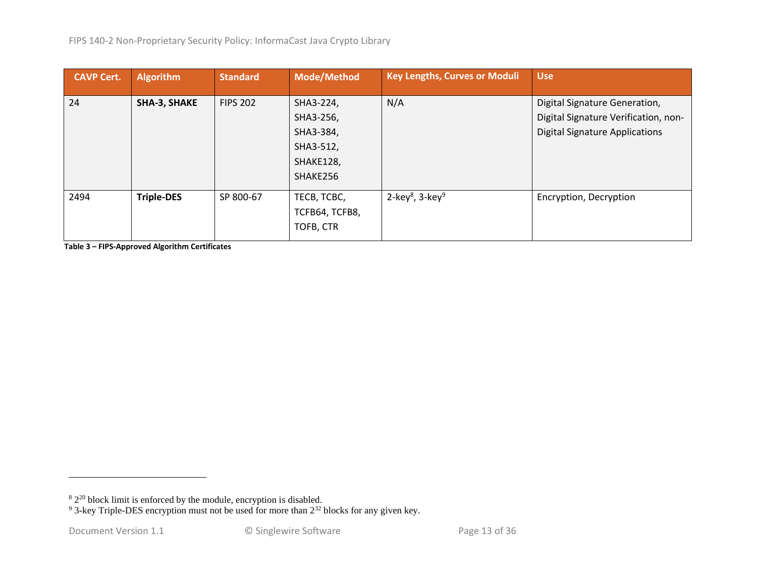| CAVP Cert. | Algorithm | Standard | Mode/Method | Key Lengths, Curves or Moduli | Use |
|---|---|---|---|---|---|
| 24 | **SHA-3, SHAKE** | FIPS 202 | SHA3-224, SHA3-256, SHA3-384, SHA3-512, SHAKE128, SHAKE256 | N/A | Digital Signature Generation, Digital Signature Verification, non-Digital Signature Applications |
| 2494 | **Triple-DES** | SP 800-67 | TECB, TCBC, TCFB64, TCFB8, TOFB, CTR | 2-key[8], 3-key[9] | Encryption, Decryption |

**Table 3 – FIPS-Approved Algorithm Certificates**

[8] $2^{20}$ block limit is enforced by the module, encryption is disabled.

[9] 3-key Triple-DES encryption must not be used for more than $2^{32}$ blocks for any given key.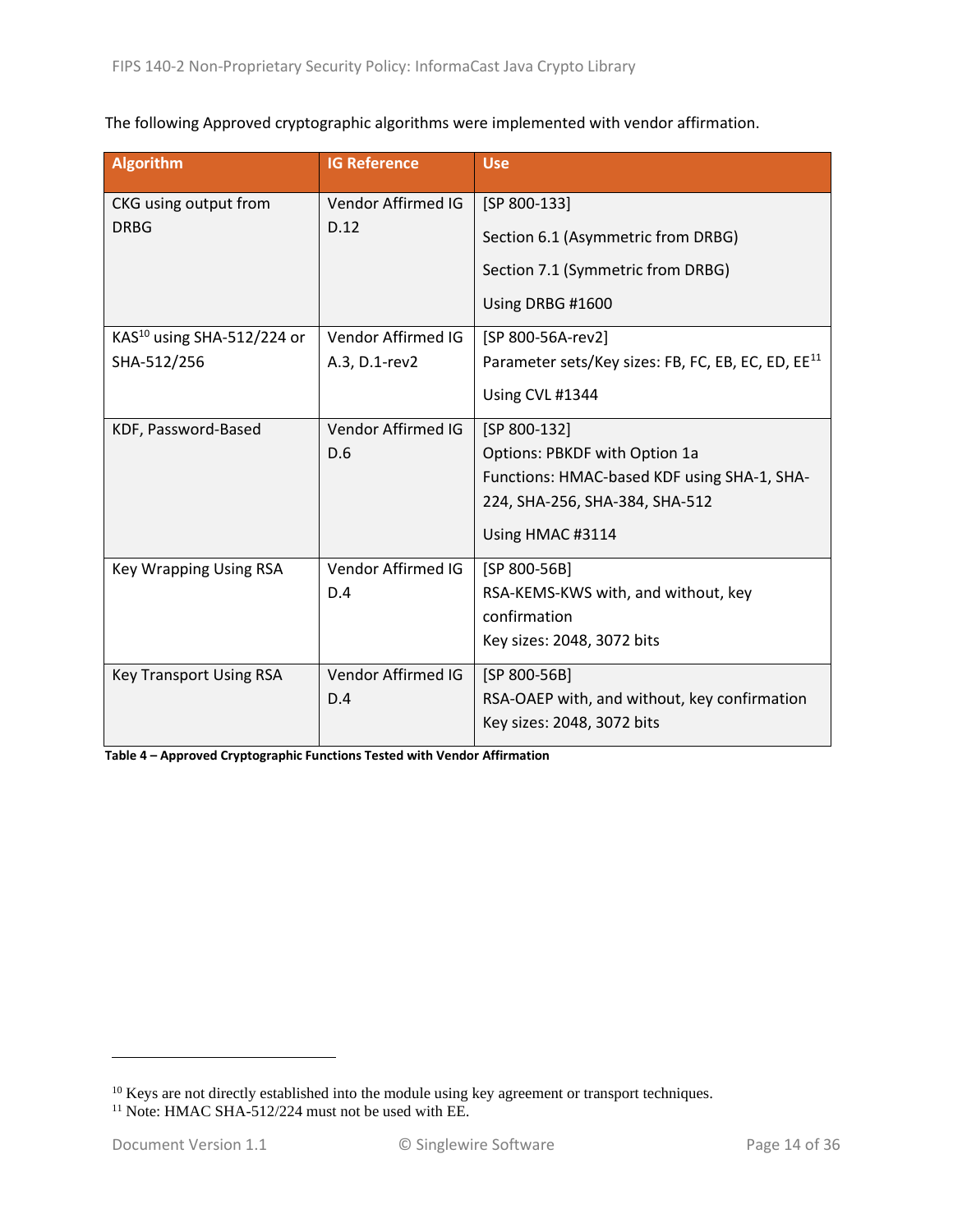The following Approved cryptographic algorithms were implemented with vendor affirmation.

| Algorithm | IG Reference | Use |
|---|---|---|
| CKG using output from DRBG | Vendor Affirmed IG D.12 | [SP 800-133] Section 6.1 (Asymmetric from DRBG) Section 7.1 (Symmetric from DRBG) Using DRBG #1600 |
| KAS[10] using SHA-512/224 or SHA-512/256 | Vendor Affirmed IG A.3, D.1-rev2 | [SP 800-56A-rev2] Parameter sets/Key sizes: FB, FC, EB, EC, ED, EE[11] Using CVL #1344 |
| KDF, Password-Based | Vendor Affirmed IG D.6 | [SP 800-132] Options: PBKDF with Option 1a Functions: HMAC-based KDF using SHA-1, SHA-224, SHA-256, SHA-384, SHA-512 Using HMAC #3114 |
| Key Wrapping Using RSA | Vendor Affirmed IG D.4 | [SP 800-56B] RSA-KEMS-KWS with, and without, key confirmation Key sizes: 2048, 3072 bits |
| Key Transport Using RSA | Vendor Affirmed IG D.4 | [SP 800-56B] RSA-OAEP with, and without, key confirmation Key sizes: 2048, 3072 bits |

**Table 4 – Approved Cryptographic Functions Tested with Vendor Affirmation**

[10] Keys are not directly established into the module using key agreement or transport techniques.
[11] Note: HMAC SHA-512/224 must not be used with EE.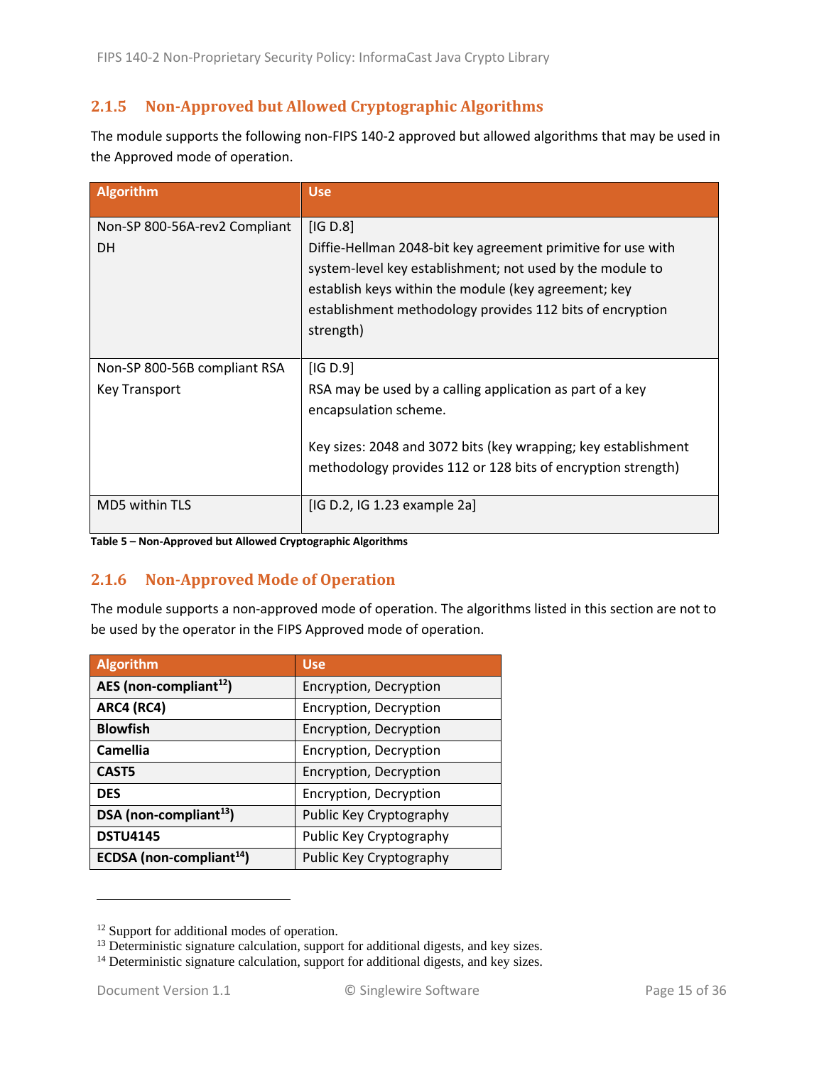### 2.1.5 Non-Approved but Allowed Cryptographic Algorithms

The module supports the following non-FIPS 140-2 approved but allowed algorithms that may be used in the Approved mode of operation.

| Algorithm | Use |
|---|---|
| Non-SP 800-56A-rev2 Compliant DH | [IG D.8]<br>Diffie-Hellman 2048-bit key agreement primitive for use with system-level key establishment; not used by the module to establish keys within the module (key agreement; key establishment methodology provides 112 bits of encryption strength) |
| Non-SP 800-56B compliant RSA Key Transport | [IG D.9]<br>RSA may be used by a calling application as part of a key encapsulation scheme.<br><br>Key sizes: 2048 and 3072 bits (key wrapping; key establishment methodology provides 112 or 128 bits of encryption strength) |
| MD5 within TLS | [IG D.2, IG 1.23 example 2a] |

**Table 5 – Non-Approved but Allowed Cryptographic Algorithms**

### 2.1.6 Non-Approved Mode of Operation

The module supports a non-approved mode of operation. The algorithms listed in this section are not to be used by the operator in the FIPS Approved mode of operation.

| Algorithm | Use |
|---|---|
| **AES (non-compliant[12])** | Encryption, Decryption |
| **ARC4 (RC4)** | Encryption, Decryption |
| **Blowfish** | Encryption, Decryption |
| **Camellia** | Encryption, Decryption |
| **CAST5** | Encryption, Decryption |
| **DES** | Encryption, Decryption |
| **DSA (non-compliant[13])** | Public Key Cryptography |
| **DSTU4145** | Public Key Cryptography |
| **ECDSA (non-compliant[14])** | Public Key Cryptography |

[12] Support for additional modes of operation.
[13] Deterministic signature calculation, support for additional digests, and key sizes.
[14] Deterministic signature calculation, support for additional digests, and key sizes.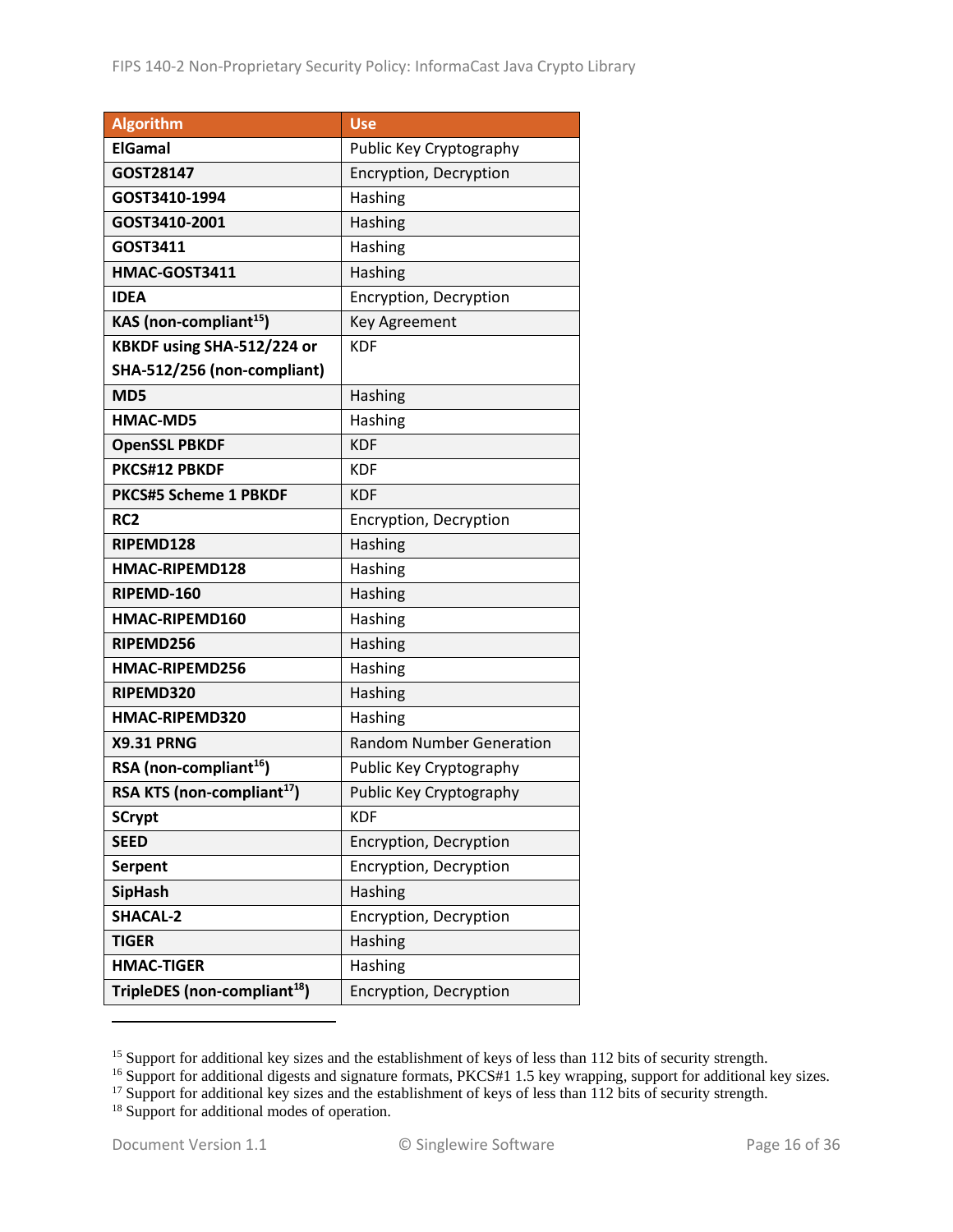| Algorithm | Use |
|---|---|
| **ElGamal** | Public Key Cryptography |
| **GOST28147** | Encryption, Decryption |
| **GOST3410-1994** | Hashing |
| **GOST3410-2001** | Hashing |
| **GOST3411** | Hashing |
| **HMAC-GOST3411** | Hashing |
| **IDEA** | Encryption, Decryption |
| **KAS (non-compliant[15])** | Key Agreement |
| **KBKDF using SHA-512/224 or SHA-512/256 (non-compliant)** | KDF |
| **MD5** | Hashing |
| **HMAC-MD5** | Hashing |
| **OpenSSL PBKDF** | KDF |
| **PKCS#12 PBKDF** | KDF |
| **PKCS#5 Scheme 1 PBKDF** | KDF |
| **RC2** | Encryption, Decryption |
| **RIPEMD128** | Hashing |
| **HMAC-RIPEMD128** | Hashing |
| **RIPEMD-160** | Hashing |
| **HMAC-RIPEMD160** | Hashing |
| **RIPEMD256** | Hashing |
| **HMAC-RIPEMD256** | Hashing |
| **RIPEMD320** | Hashing |
| **HMAC-RIPEMD320** | Hashing |
| **X9.31 PRNG** | Random Number Generation |
| **RSA (non-compliant[16])** | Public Key Cryptography |
| **RSA KTS (non-compliant[17])** | Public Key Cryptography |
| **SCrypt** | KDF |
| **SEED** | Encryption, Decryption |
| **Serpent** | Encryption, Decryption |
| **SipHash** | Hashing |
| **SHACAL-2** | Encryption, Decryption |
| **TIGER** | Hashing |
| **HMAC-TIGER** | Hashing |
| **TripleDES (non-compliant[18])** | Encryption, Decryption |

[15] Support for additional key sizes and the establishment of keys of less than 112 bits of security strength.
[16] Support for additional digests and signature formats, PKCS#1 1.5 key wrapping, support for additional key sizes.
[17] Support for additional key sizes and the establishment of keys of less than 112 bits of security strength.
[18] Support for additional modes of operation.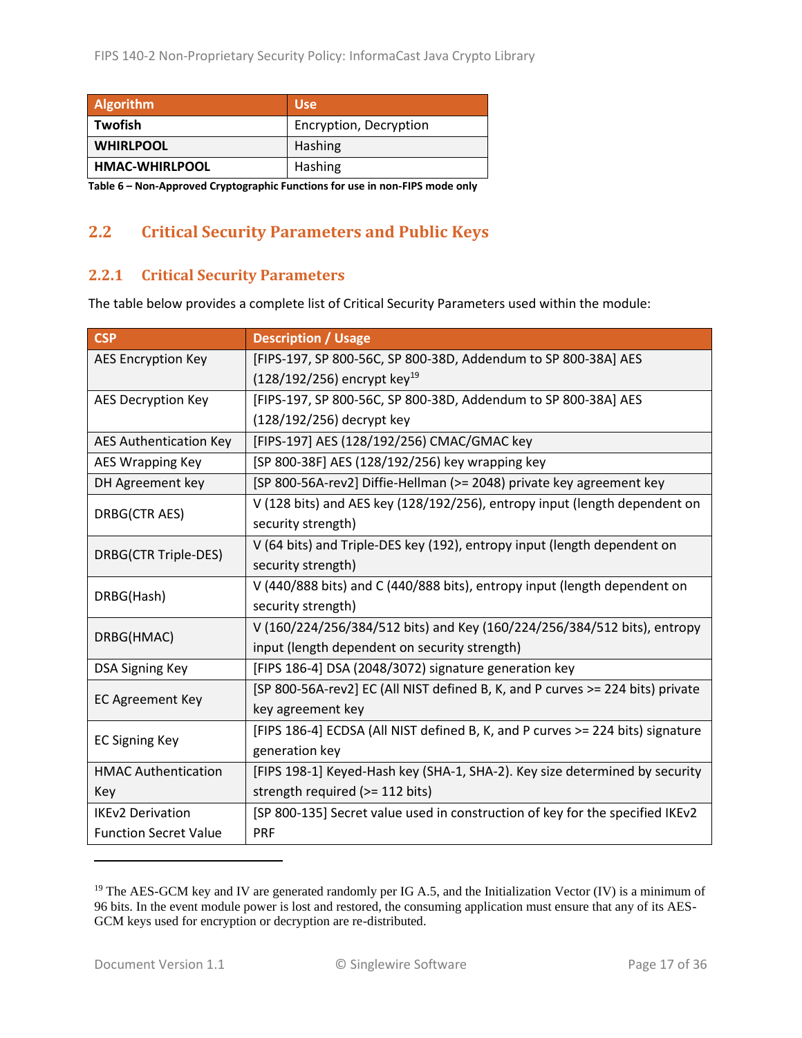| Algorithm | Use |
|---|---|
| **Twofish** | Encryption, Decryption |
| **WHIRLPOOL** | Hashing |
| **HMAC-WHIRLPOOL** | Hashing |

**Table 6 – Non-Approved Cryptographic Functions for use in non-FIPS mode only**

## 2.2 Critical Security Parameters and Public Keys

### 2.2.1 Critical Security Parameters

The table below provides a complete list of Critical Security Parameters used within the module:

| CSP | Description / Usage |
|---|---|
| AES Encryption Key | [FIPS-197, SP 800-56C, SP 800-38D, Addendum to SP 800-38A] AES (128/192/256) encrypt key[19] |
| AES Decryption Key | [FIPS-197, SP 800-56C, SP 800-38D, Addendum to SP 800-38A] AES (128/192/256) decrypt key |
| AES Authentication Key | [FIPS-197] AES (128/192/256) CMAC/GMAC key |
| AES Wrapping Key | [SP 800-38F] AES (128/192/256) key wrapping key |
| DH Agreement key | [SP 800-56A-rev2] Diffie-Hellman (>= 2048) private key agreement key |
| DRBG(CTR AES) | V (128 bits) and AES key (128/192/256), entropy input (length dependent on security strength) |
| DRBG(CTR Triple-DES) | V (64 bits) and Triple-DES key (192), entropy input (length dependent on security strength) |
| DRBG(Hash) | V (440/888 bits) and C (440/888 bits), entropy input (length dependent on security strength) |
| DRBG(HMAC) | V (160/224/256/384/512 bits) and Key (160/224/256/384/512 bits), entropy input (length dependent on security strength) |
| DSA Signing Key | [FIPS 186-4] DSA (2048/3072) signature generation key |
| EC Agreement Key | [SP 800-56A-rev2] EC (All NIST defined B, K, and P curves >= 224 bits) private key agreement key |
| EC Signing Key | [FIPS 186-4] ECDSA (All NIST defined B, K, and P curves >= 224 bits) signature generation key |
| HMAC Authentication Key | [FIPS 198-1] Keyed-Hash key (SHA-1, SHA-2). Key size determined by security strength required (>= 112 bits) |
| IKEv2 Derivation Function Secret Value | [SP 800-135] Secret value used in construction of key for the specified IKEv2 PRF |

[19] The AES-GCM key and IV are generated randomly per IG A.5, and the Initialization Vector (IV) is a minimum of 96 bits. In the event module power is lost and restored, the consuming application must ensure that any of its AES-GCM keys used for encryption or decryption are re-distributed.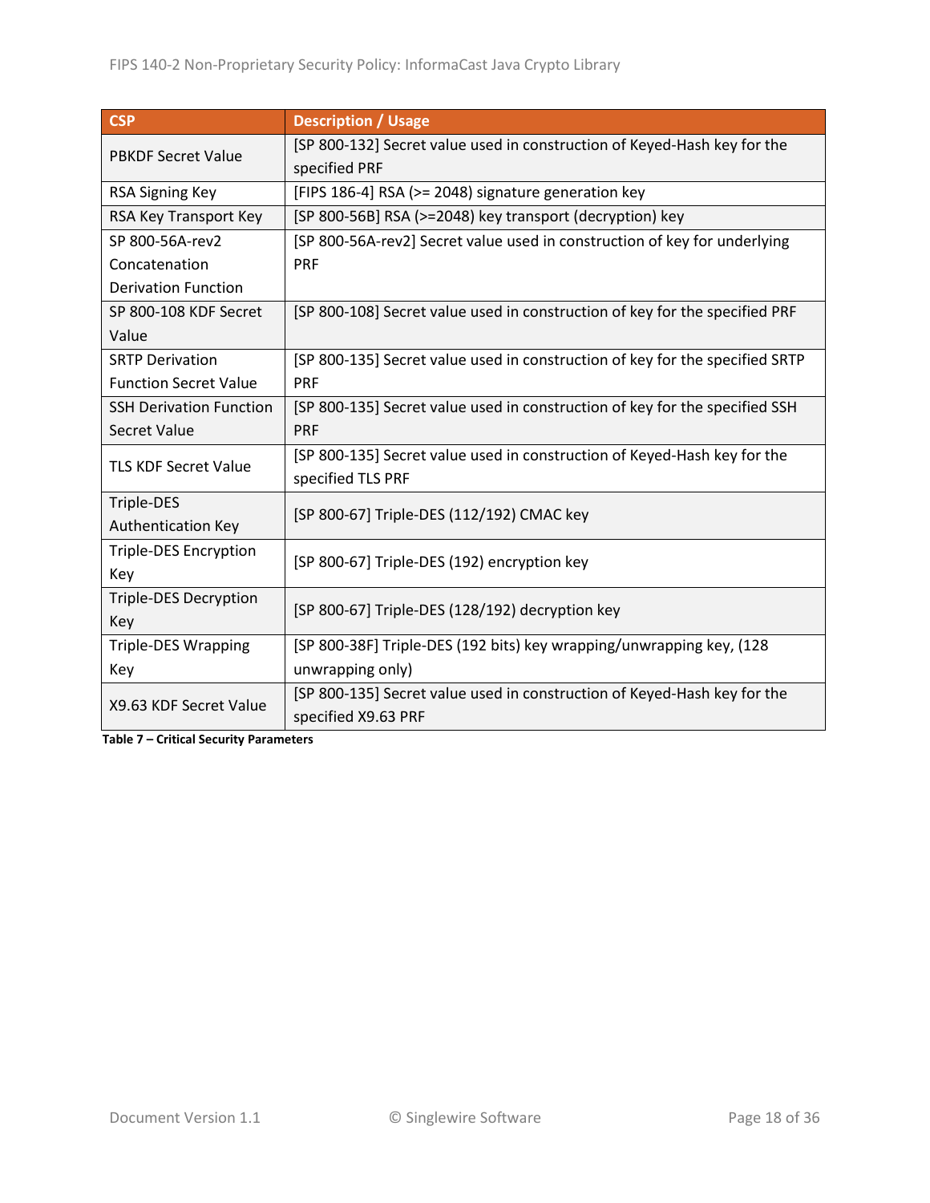| CSP | Description / Usage |
|---|---|
| PBKDF Secret Value | [SP 800-132] Secret value used in construction of Keyed-Hash key for the specified PRF |
| RSA Signing Key | [FIPS 186-4] RSA (>= 2048) signature generation key |
| RSA Key Transport Key | [SP 800-56B] RSA (>=2048) key transport (decryption) key |
| SP 800-56A-rev2 Concatenation Derivation Function | [SP 800-56A-rev2] Secret value used in construction of key for underlying PRF |
| SP 800-108 KDF Secret Value | [SP 800-108] Secret value used in construction of key for the specified PRF |
| SRTP Derivation Function Secret Value | [SP 800-135] Secret value used in construction of key for the specified SRTP PRF |
| SSH Derivation Function Secret Value | [SP 800-135] Secret value used in construction of key for the specified SSH PRF |
| TLS KDF Secret Value | [SP 800-135] Secret value used in construction of Keyed-Hash key for the specified TLS PRF |
| Triple-DES Authentication Key | [SP 800-67] Triple-DES (112/192) CMAC key |
| Triple-DES Encryption Key | [SP 800-67] Triple-DES (192) encryption key |
| Triple-DES Decryption Key | [SP 800-67] Triple-DES (128/192) decryption key |
| Triple-DES Wrapping Key | [SP 800-38F] Triple-DES (192 bits) key wrapping/unwrapping key, (128 unwrapping only) |
| X9.63 KDF Secret Value | [SP 800-135] Secret value used in construction of Keyed-Hash key for the specified X9.63 PRF |

**Table 7 – Critical Security Parameters**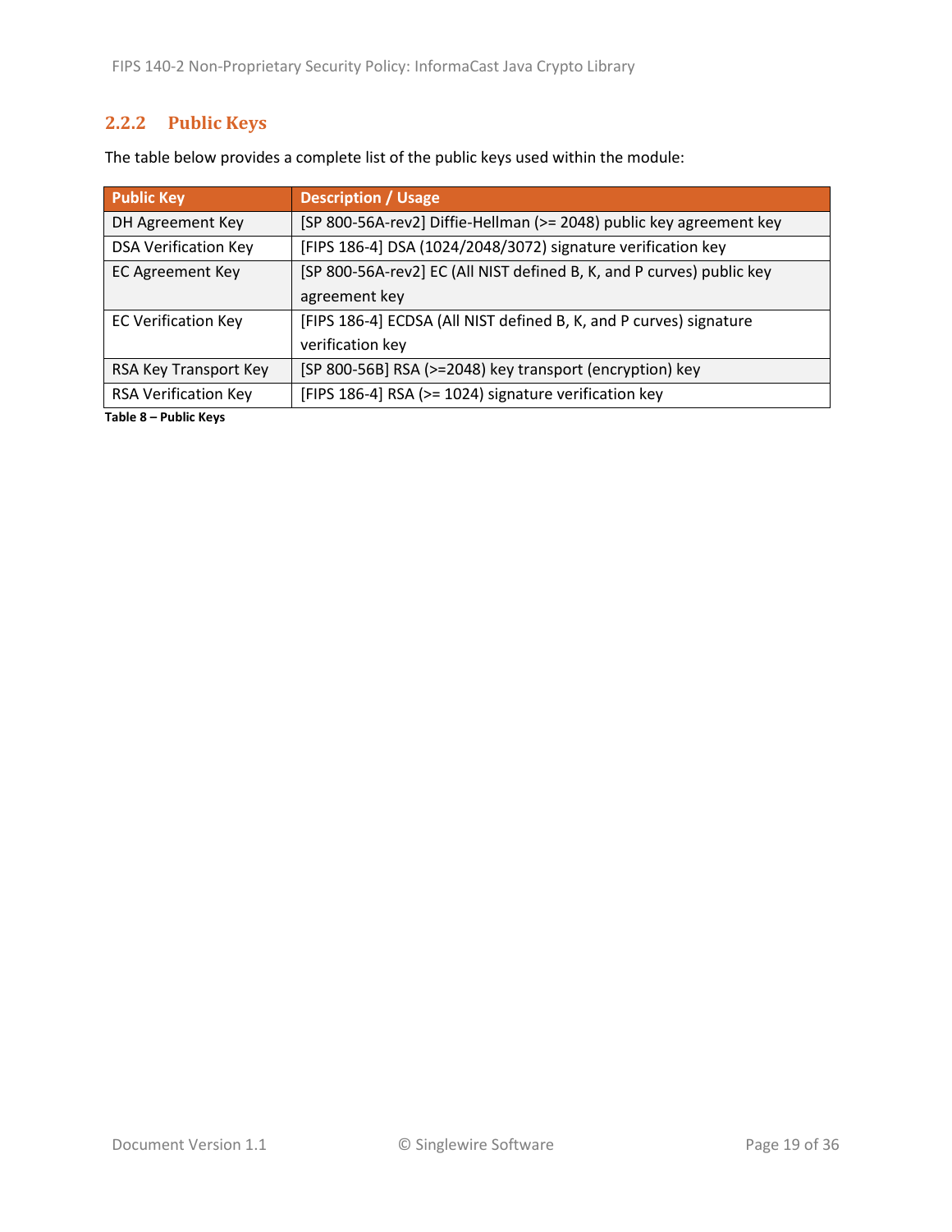### 2.2.2 Public Keys

The table below provides a complete list of the public keys used within the module:

| Public Key | Description / Usage |
|---|---|
| DH Agreement Key | [SP 800-56A-rev2] Diffie-Hellman (>= 2048) public key agreement key |
| DSA Verification Key | [FIPS 186-4] DSA (1024/2048/3072) signature verification key |
| EC Agreement Key | [SP 800-56A-rev2] EC (All NIST defined B, K, and P curves) public key agreement key |
| EC Verification Key | [FIPS 186-4] ECDSA (All NIST defined B, K, and P curves) signature verification key |
| RSA Key Transport Key | [SP 800-56B] RSA (>=2048) key transport (encryption) key |
| RSA Verification Key | [FIPS 186-4] RSA (>= 1024) signature verification key |

**Table 8 – Public Keys**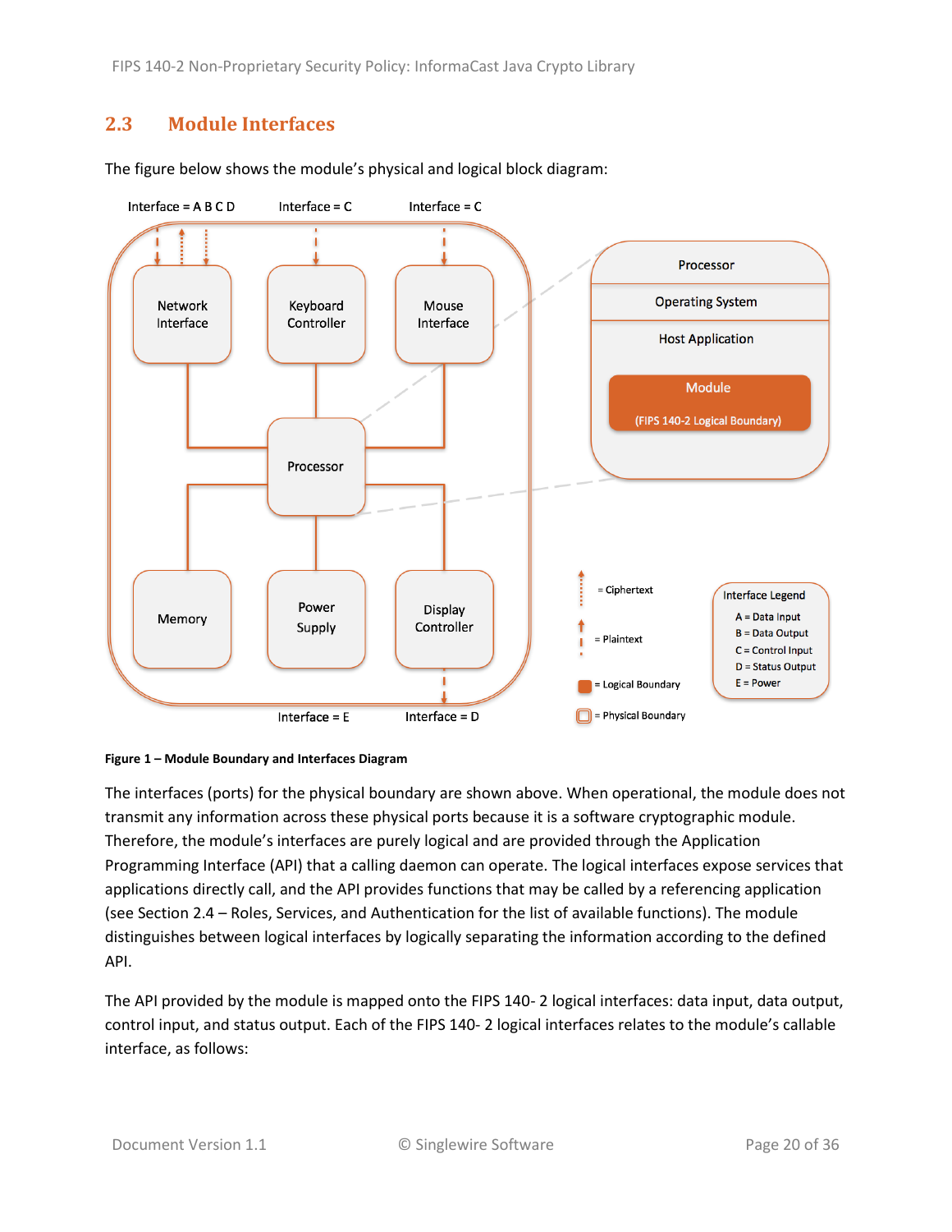## 2.3 Module Interfaces

The figure below shows the module's physical and logical block diagram:

Interface = A B C D
Interface = C
Interface = C
Network Interface
Keyboard Controller
Mouse Interface
Processor
Memory
Power Supply
Display Controller
Interface = E
Interface = D
Processor
Operating System
Host Application
Module
(FIPS 140-2 Logical Boundary)
= Ciphertext
= Plaintext
= Logical Boundary
= Physical Boundary
Interface Legend
A = Data Input
B = Data Output
C = Control Input
D = Status Output
E = Power

**Figure 1 – Module Boundary and Interfaces Diagram**

The interfaces (ports) for the physical boundary are shown above. When operational, the module does not transmit any information across these physical ports because it is a software cryptographic module. Therefore, the module's interfaces are purely logical and are provided through the Application Programming Interface (API) that a calling daemon can operate. The logical interfaces expose services that applications directly call, and the API provides functions that may be called by a referencing application (see Section 2.4 – Roles, Services, and Authentication for the list of available functions). The module distinguishes between logical interfaces by logically separating the information according to the defined API.

The API provided by the module is mapped onto the FIPS 140- 2 logical interfaces: data input, data output, control input, and status output. Each of the FIPS 140- 2 logical interfaces relates to the module's callable interface, as follows: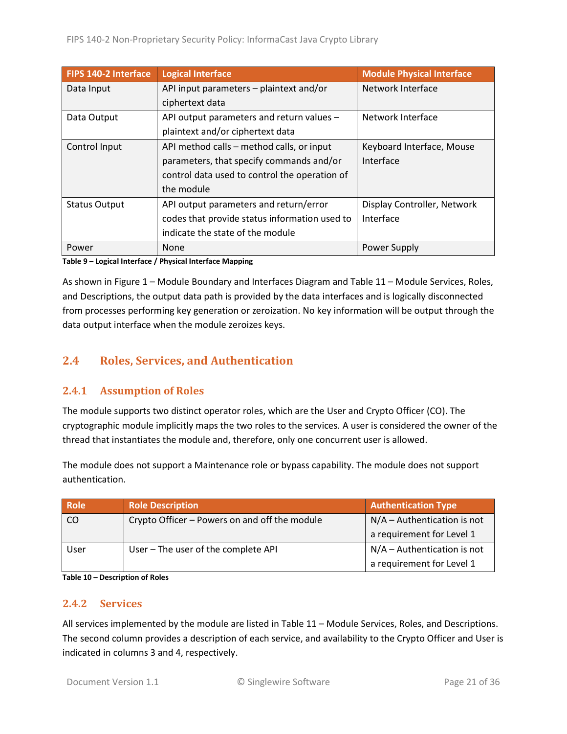| FIPS 140-2 Interface | Logical Interface | Module Physical Interface |
|---|---|---|
| Data Input | API input parameters – plaintext and/or ciphertext data | Network Interface |
| Data Output | API output parameters and return values – plaintext and/or ciphertext data | Network Interface |
| Control Input | API method calls – method calls, or input parameters, that specify commands and/or control data used to control the operation of the module | Keyboard Interface, Mouse Interface |
| Status Output | API output parameters and return/error codes that provide status information used to indicate the state of the module | Display Controller, Network Interface |
| Power | None | Power Supply |

**Table 9 – Logical Interface / Physical Interface Mapping**

As shown in Figure 1 – Module Boundary and Interfaces Diagram and Table 11 – Module Services, Roles, and Descriptions, the output data path is provided by the data interfaces and is logically disconnected from processes performing key generation or zeroization. No key information will be output through the data output interface when the module zeroizes keys.

## 2.4 Roles, Services, and Authentication

### 2.4.1 Assumption of Roles

The module supports two distinct operator roles, which are the User and Crypto Officer (CO). The cryptographic module implicitly maps the two roles to the services. A user is considered the owner of the thread that instantiates the module and, therefore, only one concurrent user is allowed.

The module does not support a Maintenance role or bypass capability. The module does not support authentication.

| Role | Role Description | Authentication Type |
|---|---|---|
| CO | Crypto Officer – Powers on and off the module | N/A – Authentication is not a requirement for Level 1 |
| User | User – The user of the complete API | N/A – Authentication is not a requirement for Level 1 |

**Table 10 – Description of Roles**

### 2.4.2 Services

All services implemented by the module are listed in Table 11 – Module Services, Roles, and Descriptions. The second column provides a description of each service, and availability to the Crypto Officer and User is indicated in columns 3 and 4, respectively.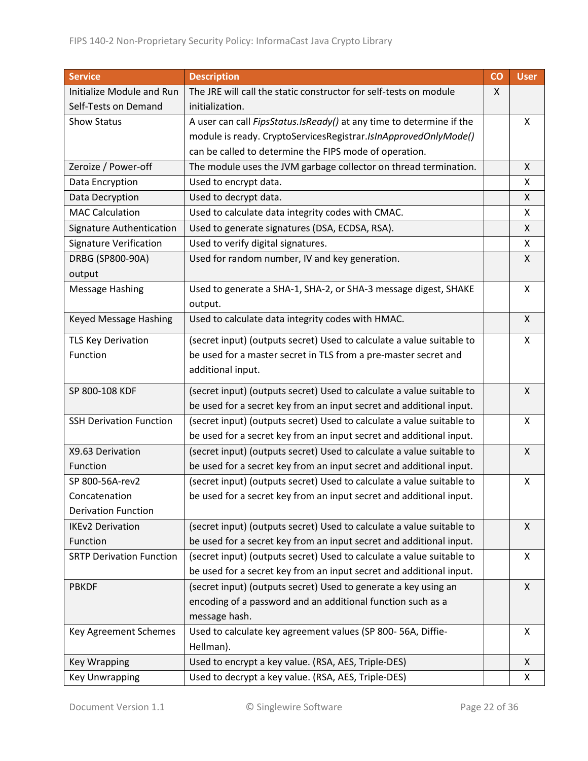| Service | Description | CO | User |
|---|---|---|---|
| Initialize Module and Run Self-Tests on Demand | The JRE will call the static constructor for self-tests on module initialization. | X | |
| Show Status | A user can call *FipsStatus.IsReady()* at any time to determine if the module is ready. CryptoServicesRegistrar.*IsInApprovedOnlyMode()* can be called to determine the FIPS mode of operation. | | X |
| Zeroize / Power-off | The module uses the JVM garbage collector on thread termination. | | X |
| Data Encryption | Used to encrypt data. | | X |
| Data Decryption | Used to decrypt data. | | X |
| MAC Calculation | Used to calculate data integrity codes with CMAC. | | X |
| Signature Authentication | Used to generate signatures (DSA, ECDSA, RSA). | | X |
| Signature Verification | Used to verify digital signatures. | | X |
| DRBG (SP800-90A) output | Used for random number, IV and key generation. | | X |
| Message Hashing | Used to generate a SHA-1, SHA-2, or SHA-3 message digest, SHAKE output. | | X |
| Keyed Message Hashing | Used to calculate data integrity codes with HMAC. | | X |
| TLS Key Derivation Function | (secret input) (outputs secret) Used to calculate a value suitable to be used for a master secret in TLS from a pre-master secret and additional input. | | X |
| SP 800-108 KDF | (secret input) (outputs secret) Used to calculate a value suitable to be used for a secret key from an input secret and additional input. | | X |
| SSH Derivation Function | (secret input) (outputs secret) Used to calculate a value suitable to be used for a secret key from an input secret and additional input. | | X |
| X9.63 Derivation Function | (secret input) (outputs secret) Used to calculate a value suitable to be used for a secret key from an input secret and additional input. | | X |
| SP 800-56A-rev2 Concatenation Derivation Function | (secret input) (outputs secret) Used to calculate a value suitable to be used for a secret key from an input secret and additional input. | | X |
| IKEv2 Derivation Function | (secret input) (outputs secret) Used to calculate a value suitable to be used for a secret key from an input secret and additional input. | | X |
| SRTP Derivation Function | (secret input) (outputs secret) Used to calculate a value suitable to be used for a secret key from an input secret and additional input. | | X |
| PBKDF | (secret input) (outputs secret) Used to generate a key using an encoding of a password and an additional function such as a message hash. | | X |
| Key Agreement Schemes | Used to calculate key agreement values (SP 800- 56A, Diffie-Hellman). | | X |
| Key Wrapping | Used to encrypt a key value. (RSA, AES, Triple-DES) | | X |
| Key Unwrapping | Used to decrypt a key value. (RSA, AES, Triple-DES) | | X |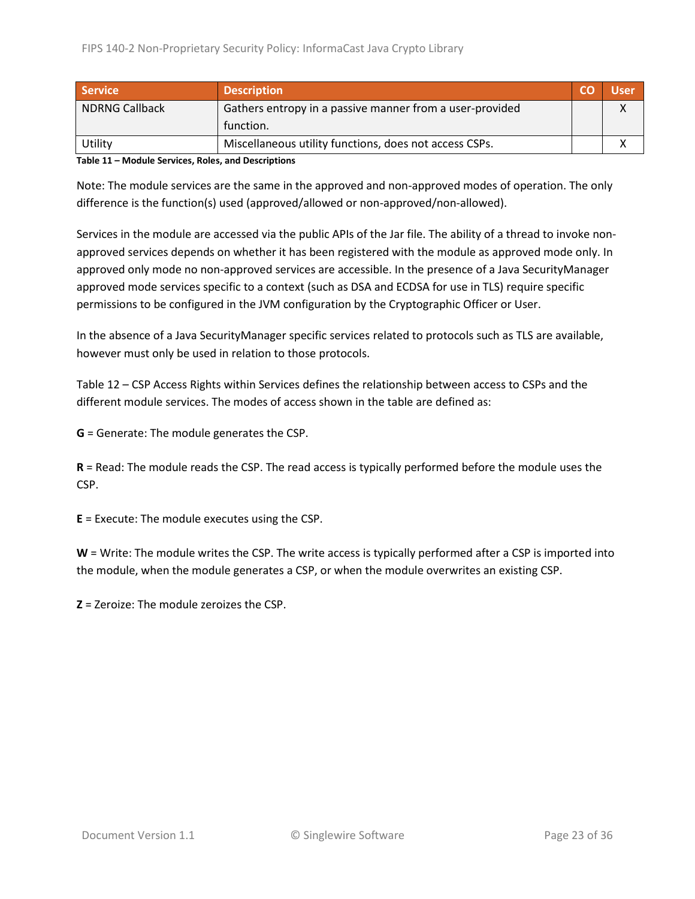| Service | Description | CO | User |
|---|---|---|---|
| NDRNG Callback | Gathers entropy in a passive manner from a user-provided function. | | X |
| Utility | Miscellaneous utility functions, does not access CSPs. | | X |

**Table 11 – Module Services, Roles, and Descriptions**

Note: The module services are the same in the approved and non-approved modes of operation. The only difference is the function(s) used (approved/allowed or non-approved/non-allowed).

Services in the module are accessed via the public APIs of the Jar file. The ability of a thread to invoke non-approved services depends on whether it has been registered with the module as approved mode only. In approved only mode no non-approved services are accessible. In the presence of a Java SecurityManager approved mode services specific to a context (such as DSA and ECDSA for use in TLS) require specific permissions to be configured in the JVM configuration by the Cryptographic Officer or User.

In the absence of a Java SecurityManager specific services related to protocols such as TLS are available, however must only be used in relation to those protocols.

Table 12 – CSP Access Rights within Services defines the relationship between access to CSPs and the different module services. The modes of access shown in the table are defined as:

**G** = Generate: The module generates the CSP.

**R** = Read: The module reads the CSP. The read access is typically performed before the module uses the CSP.

**E** = Execute: The module executes using the CSP.

**W** = Write: The module writes the CSP. The write access is typically performed after a CSP is imported into the module, when the module generates a CSP, or when the module overwrites an existing CSP.

**Z** = Zeroize: The module zeroizes the CSP.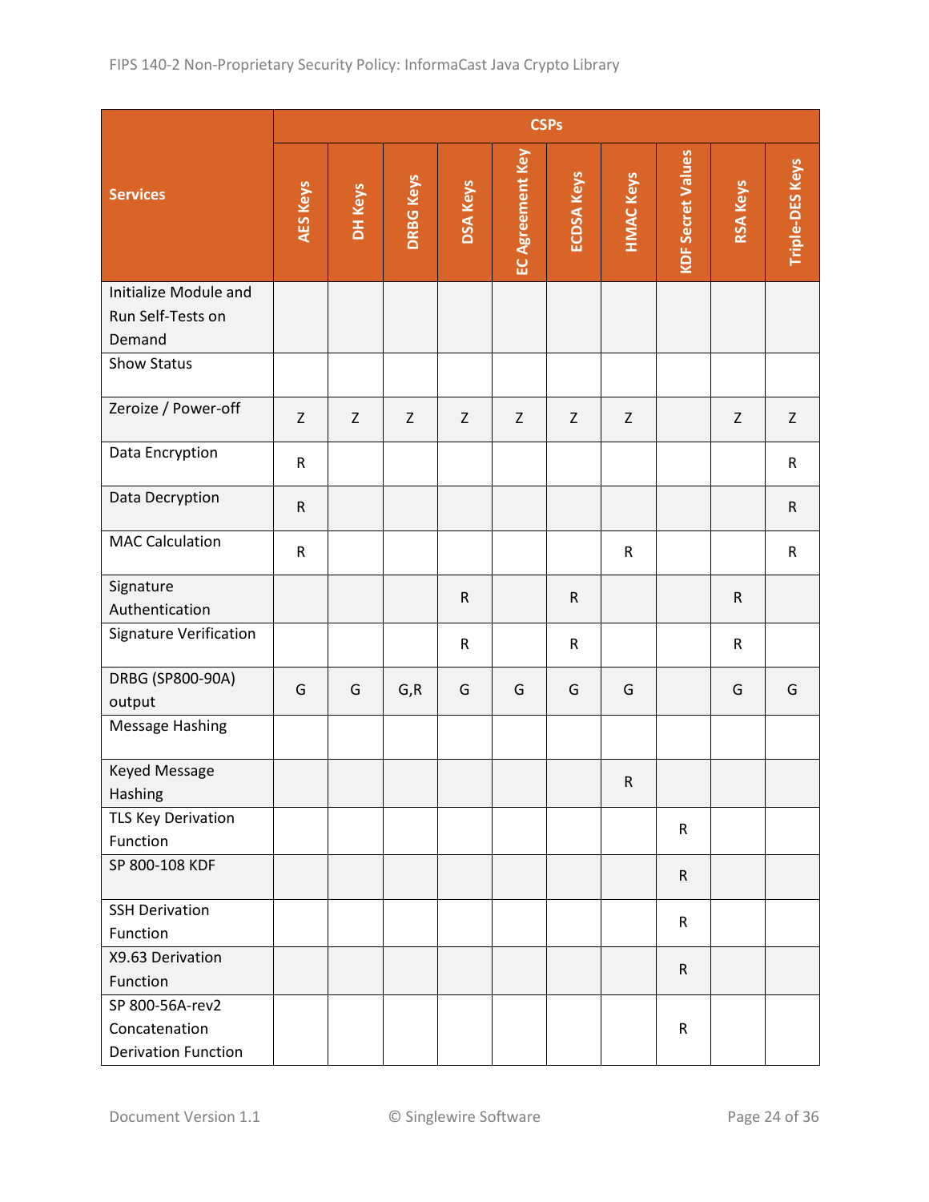| Services | CSPs | | | | | | | | | |
|---|---|---|---|---|---|---|---|---|---|---|
| | AES Keys | DH Keys | DRBG Keys | DSA Keys | EC Agreement Key | ECDSA Keys | HMAC Keys | KDF Secret Values | RSA Keys | Triple-DES Keys |
| Initialize Module and Run Self-Tests on Demand | | | | | | | | | | |
| Show Status | | | | | | | | | | |
| Zeroize / Power-off | Z | Z | Z | Z | Z | Z | Z | | Z | Z |
| Data Encryption | R | | | | | | | | | R |
| Data Decryption | R | | | | | | | | | R |
| MAC Calculation | R | | | | | | R | | | R |
| Signature Authentication | | | | R | | R | | | R | |
| Signature Verification | | | | R | | R | | | R | |
| DRBG (SP800-90A) output | G | G | G,R | G | G | G | G | | G | G |
| Message Hashing | | | | | | | | | | |
| Keyed Message Hashing | | | | | | | R | | | |
| TLS Key Derivation Function | | | | | | | | R | | |
| SP 800-108 KDF | | | | | | | | R | | |
| SSH Derivation Function | | | | | | | | R | | |
| X9.63 Derivation Function | | | | | | | | R | | |
| SP 800-56A-rev2 Concatenation Derivation Function | | | | | | | | R | | |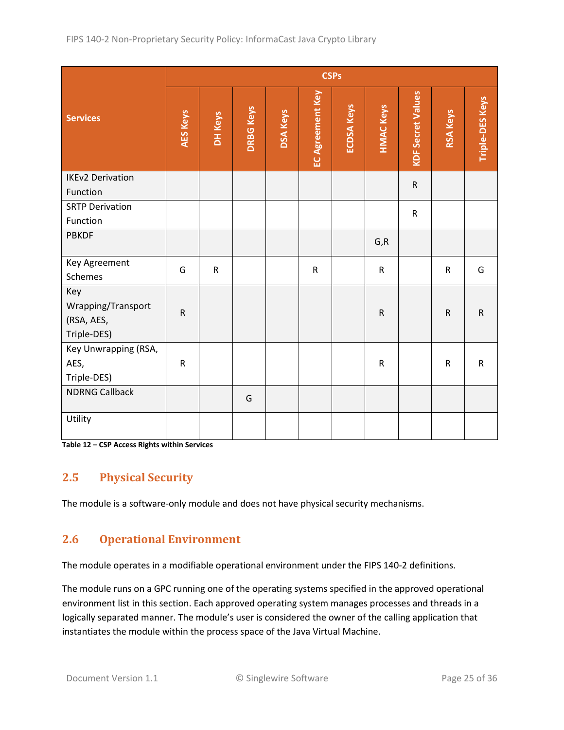| Services | CSPs | | | | | | | | | |
|---|---|---|---|---|---|---|---|---|---|---|
| | AES Keys | DH Keys | DRBG Keys | DSA Keys | EC Agreement Key | ECDSA Keys | HMAC Keys | KDF Secret Values | RSA Keys | Triple-DES Keys |
| IKEv2 Derivation Function | | | | | | | | R | | |
| SRTP Derivation Function | | | | | | | | R | | |
| PBKDF | | | | | | | G,R | | | |
| Key Agreement Schemes | G | R | | | R | | R | | R | G |
| Key Wrapping/Transport (RSA, AES, Triple-DES) | R | | | | | | R | | R | R |
| Key Unwrapping (RSA, AES, Triple-DES) | R | | | | | | R | | R | R |
| NDRNG Callback | | | G | | | | | | | |
| Utility | | | | | | | | | | |

**Table 12 – CSP Access Rights within Services**

## 2.5 Physical Security

The module is a software-only module and does not have physical security mechanisms.

## 2.6 Operational Environment

The module operates in a modifiable operational environment under the FIPS 140-2 definitions.

The module runs on a GPC running one of the operating systems specified in the approved operational environment list in this section. Each approved operating system manages processes and threads in a logically separated manner. The module's user is considered the owner of the calling application that instantiates the module within the process space of the Java Virtual Machine.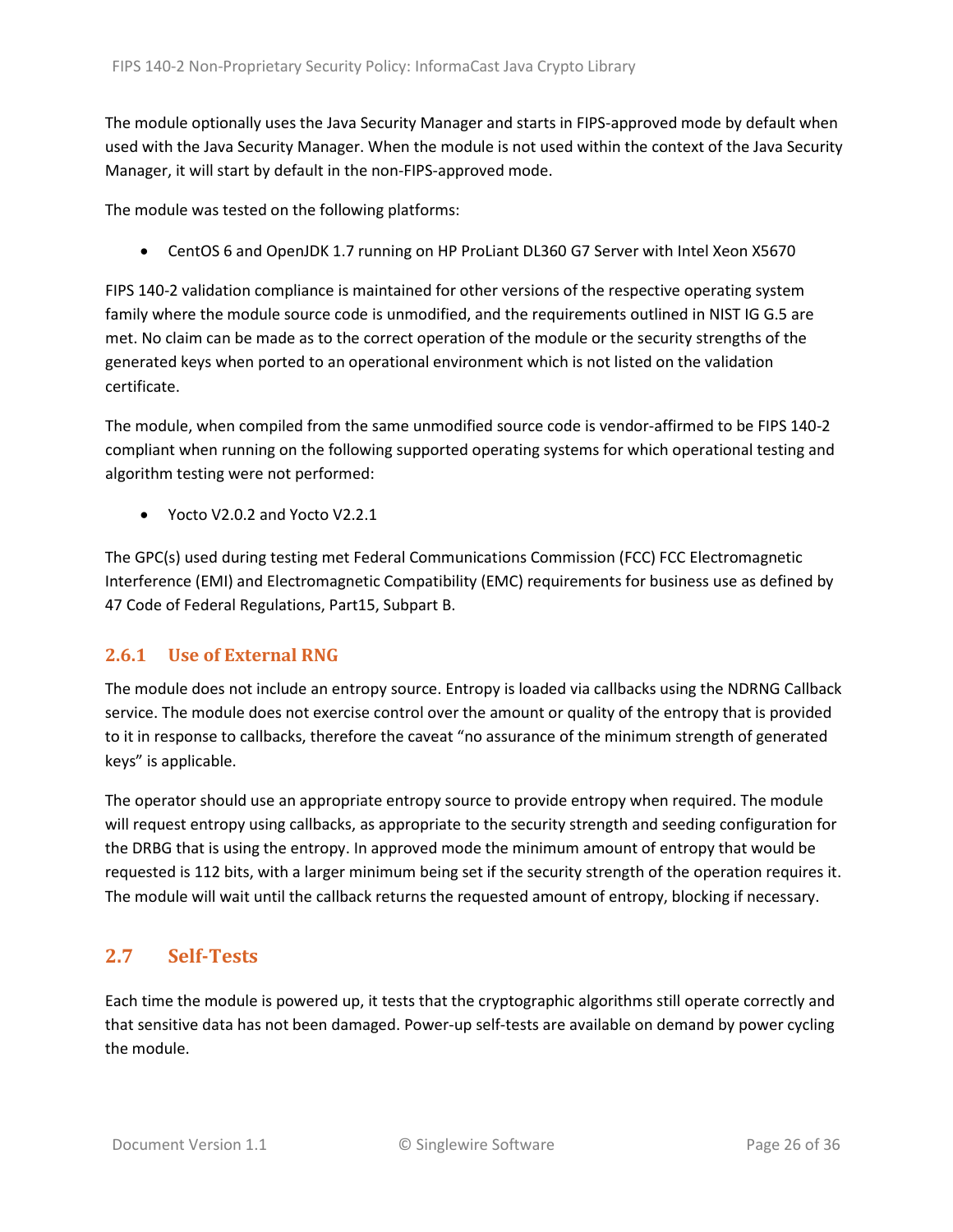The module optionally uses the Java Security Manager and starts in FIPS-approved mode by default when used with the Java Security Manager. When the module is not used within the context of the Java Security Manager, it will start by default in the non-FIPS-approved mode.

The module was tested on the following platforms:

- CentOS 6 and OpenJDK 1.7 running on HP ProLiant DL360 G7 Server with Intel Xeon X5670

FIPS 140-2 validation compliance is maintained for other versions of the respective operating system family where the module source code is unmodified, and the requirements outlined in NIST IG G.5 are met. No claim can be made as to the correct operation of the module or the security strengths of the generated keys when ported to an operational environment which is not listed on the validation certificate.

The module, when compiled from the same unmodified source code is vendor-affirmed to be FIPS 140-2 compliant when running on the following supported operating systems for which operational testing and algorithm testing were not performed:

- Yocto V2.0.2 and Yocto V2.2.1

The GPC(s) used during testing met Federal Communications Commission (FCC) FCC Electromagnetic Interference (EMI) and Electromagnetic Compatibility (EMC) requirements for business use as defined by 47 Code of Federal Regulations, Part15, Subpart B.

### 2.6.1 Use of External RNG

The module does not include an entropy source. Entropy is loaded via callbacks using the NDRNG Callback service. The module does not exercise control over the amount or quality of the entropy that is provided to it in response to callbacks, therefore the caveat "no assurance of the minimum strength of generated keys" is applicable.

The operator should use an appropriate entropy source to provide entropy when required. The module will request entropy using callbacks, as appropriate to the security strength and seeding configuration for the DRBG that is using the entropy. In approved mode the minimum amount of entropy that would be requested is 112 bits, with a larger minimum being set if the security strength of the operation requires it. The module will wait until the callback returns the requested amount of entropy, blocking if necessary.

## 2.7 Self-Tests

Each time the module is powered up, it tests that the cryptographic algorithms still operate correctly and that sensitive data has not been damaged. Power-up self-tests are available on demand by power cycling the module.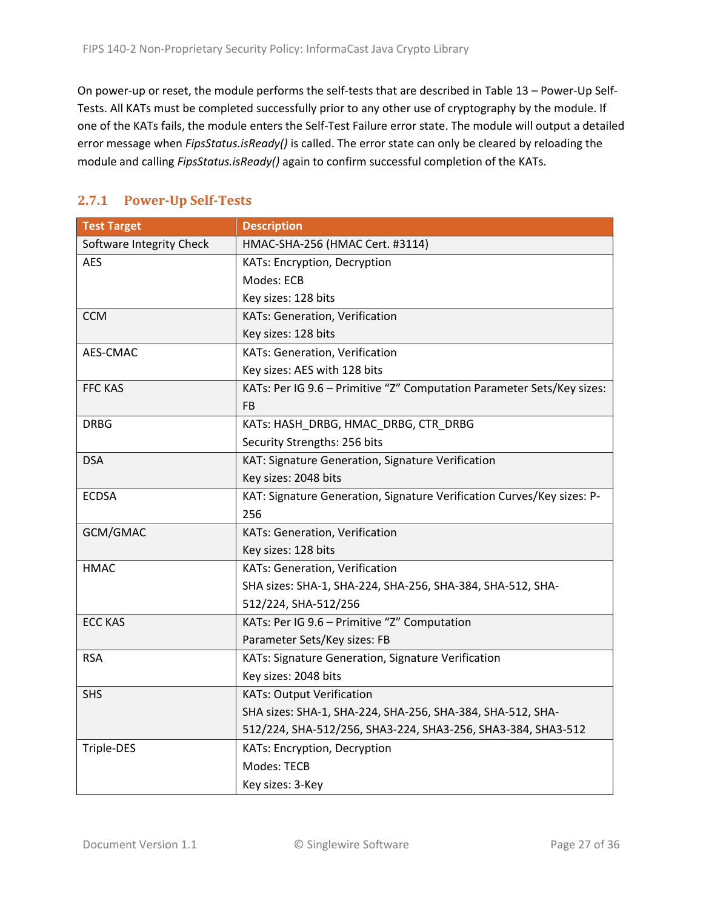On power-up or reset, the module performs the self-tests that are described in Table 13 – Power-Up Self-Tests. All KATs must be completed successfully prior to any other use of cryptography by the module. If one of the KATs fails, the module enters the Self-Test Failure error state. The module will output a detailed error message when *FipsStatus.isReady()* is called. The error state can only be cleared by reloading the module and calling *FipsStatus.isReady()* again to confirm successful completion of the KATs.

### 2.7.1 Power-Up Self-Tests

| Test Target | Description |
|---|---|
| Software Integrity Check | HMAC-SHA-256 (HMAC Cert. #3114) |
| AES | KATs: Encryption, Decryption<br>Modes: ECB<br>Key sizes: 128 bits |
| CCM | KATs: Generation, Verification<br>Key sizes: 128 bits |
| AES-CMAC | KATs: Generation, Verification<br>Key sizes: AES with 128 bits |
| FFC KAS | KATs: Per IG 9.6 – Primitive "Z" Computation Parameter Sets/Key sizes: FB |
| DRBG | KATs: HASH_DRBG, HMAC_DRBG, CTR_DRBG<br>Security Strengths: 256 bits |
| DSA | KAT: Signature Generation, Signature Verification<br>Key sizes: 2048 bits |
| ECDSA | KAT: Signature Generation, Signature Verification Curves/Key sizes: P-256 |
| GCM/GMAC | KATs: Generation, Verification<br>Key sizes: 128 bits |
| HMAC | KATs: Generation, Verification<br>SHA sizes: SHA-1, SHA-224, SHA-256, SHA-384, SHA-512, SHA-512/224, SHA-512/256 |
| ECC KAS | KATs: Per IG 9.6 – Primitive "Z" Computation<br>Parameter Sets/Key sizes: FB |
| RSA | KATs: Signature Generation, Signature Verification<br>Key sizes: 2048 bits |
| SHS | KATs: Output Verification<br>SHA sizes: SHA-1, SHA-224, SHA-256, SHA-384, SHA-512, SHA-512/224, SHA-512/256, SHA3-224, SHA3-256, SHA3-384, SHA3-512 |
| Triple-DES | KATs: Encryption, Decryption<br>Modes: TECB<br>Key sizes: 3-Key |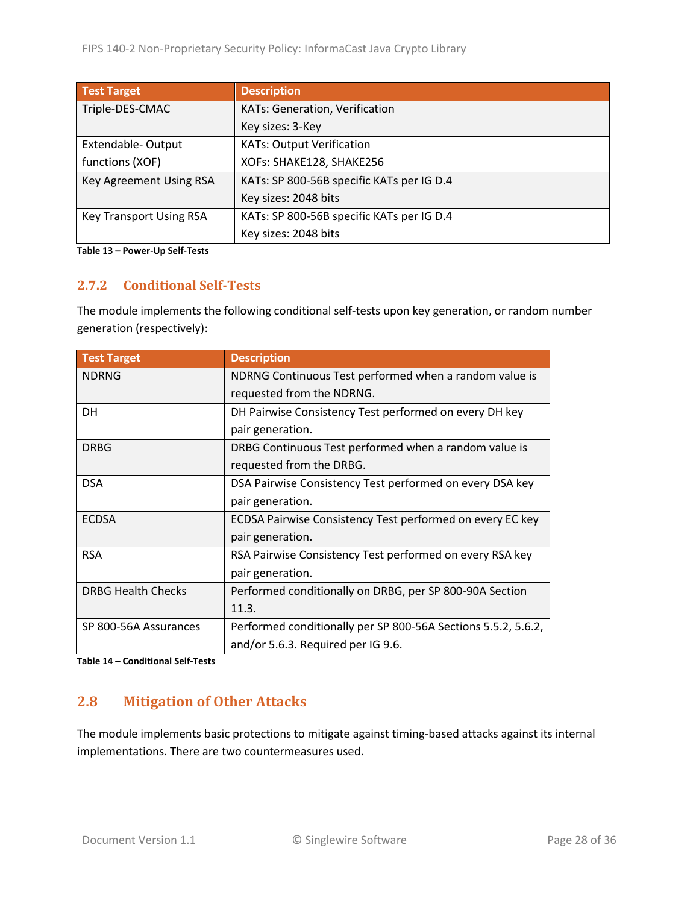| Test Target | Description |
|---|---|
| Triple-DES-CMAC | KATs: Generation, Verification<br>Key sizes: 3-Key |
| Extendable- Output functions (XOF) | KATs: Output Verification<br>XOFs: SHAKE128, SHAKE256 |
| Key Agreement Using RSA | KATs: SP 800-56B specific KATs per IG D.4<br>Key sizes: 2048 bits |
| Key Transport Using RSA | KATs: SP 800-56B specific KATs per IG D.4<br>Key sizes: 2048 bits |

**Table 13 – Power-Up Self-Tests**

### 2.7.2 Conditional Self-Tests

The module implements the following conditional self-tests upon key generation, or random number generation (respectively):

| Test Target | Description |
|---|---|
| NDRNG | NDRNG Continuous Test performed when a random value is requested from the NDRNG. |
| DH | DH Pairwise Consistency Test performed on every DH key pair generation. |
| DRBG | DRBG Continuous Test performed when a random value is requested from the DRBG. |
| DSA | DSA Pairwise Consistency Test performed on every DSA key pair generation. |
| ECDSA | ECDSA Pairwise Consistency Test performed on every EC key pair generation. |
| RSA | RSA Pairwise Consistency Test performed on every RSA key pair generation. |
| DRBG Health Checks | Performed conditionally on DRBG, per SP 800-90A Section 11.3. |
| SP 800-56A Assurances | Performed conditionally per SP 800-56A Sections 5.5.2, 5.6.2, and/or 5.6.3. Required per IG 9.6. |

**Table 14 – Conditional Self-Tests**

## 2.8 Mitigation of Other Attacks

The module implements basic protections to mitigate against timing-based attacks against its internal implementations. There are two countermeasures used.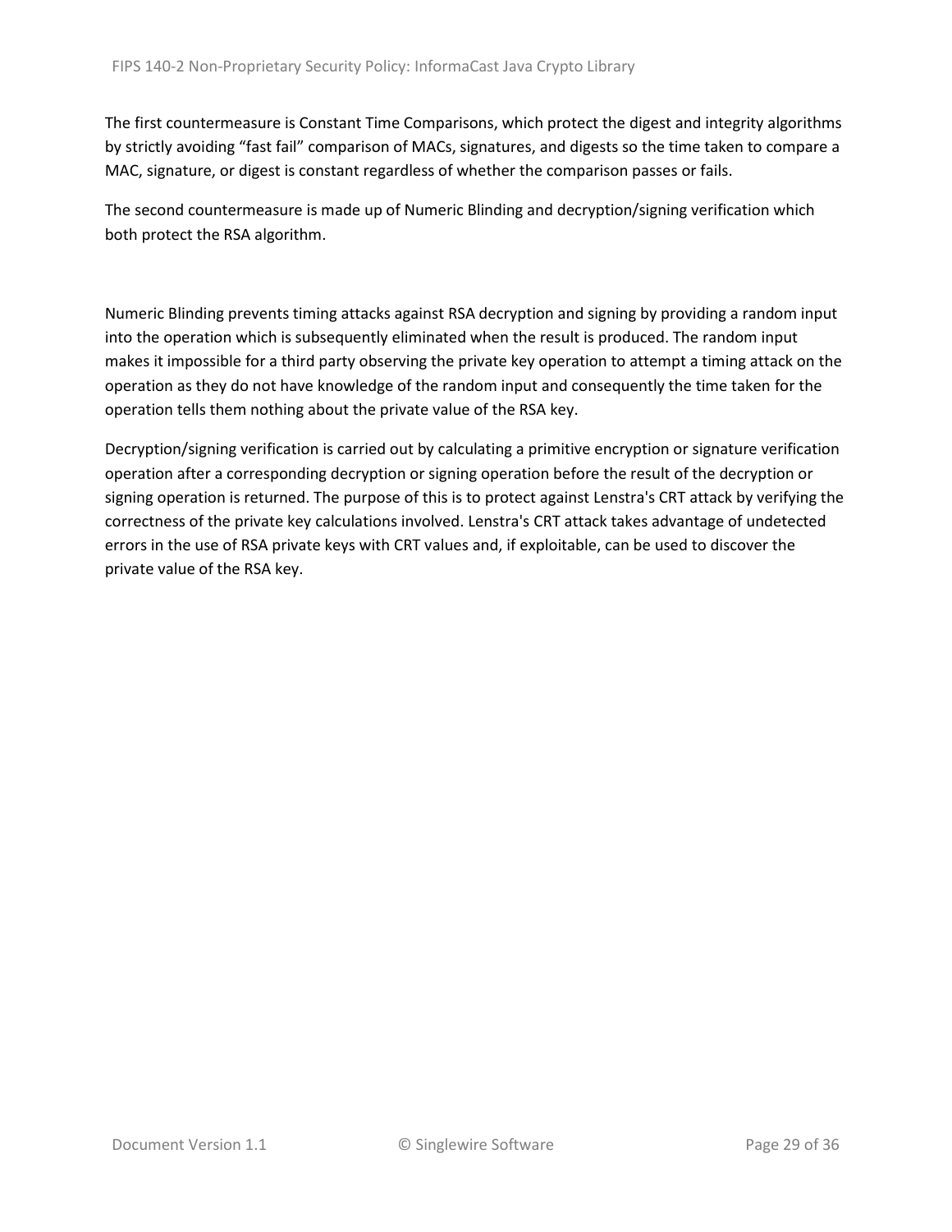The first countermeasure is Constant Time Comparisons, which protect the digest and integrity algorithms by strictly avoiding “fast fail” comparison of MACs, signatures, and digests so the time taken to compare a MAC, signature, or digest is constant regardless of whether the comparison passes or fails.

The second countermeasure is made up of Numeric Blinding and decryption/signing verification which both protect the RSA algorithm.

Numeric Blinding prevents timing attacks against RSA decryption and signing by providing a random input into the operation which is subsequently eliminated when the result is produced. The random input makes it impossible for a third party observing the private key operation to attempt a timing attack on the operation as they do not have knowledge of the random input and consequently the time taken for the operation tells them nothing about the private value of the RSA key.

Decryption/signing verification is carried out by calculating a primitive encryption or signature verification operation after a corresponding decryption or signing operation before the result of the decryption or signing operation is returned. The purpose of this is to protect against Lenstra's CRT attack by verifying the correctness of the private key calculations involved. Lenstra's CRT attack takes advantage of undetected errors in the use of RSA private keys with CRT values and, if exploitable, can be used to discover the private value of the RSA key.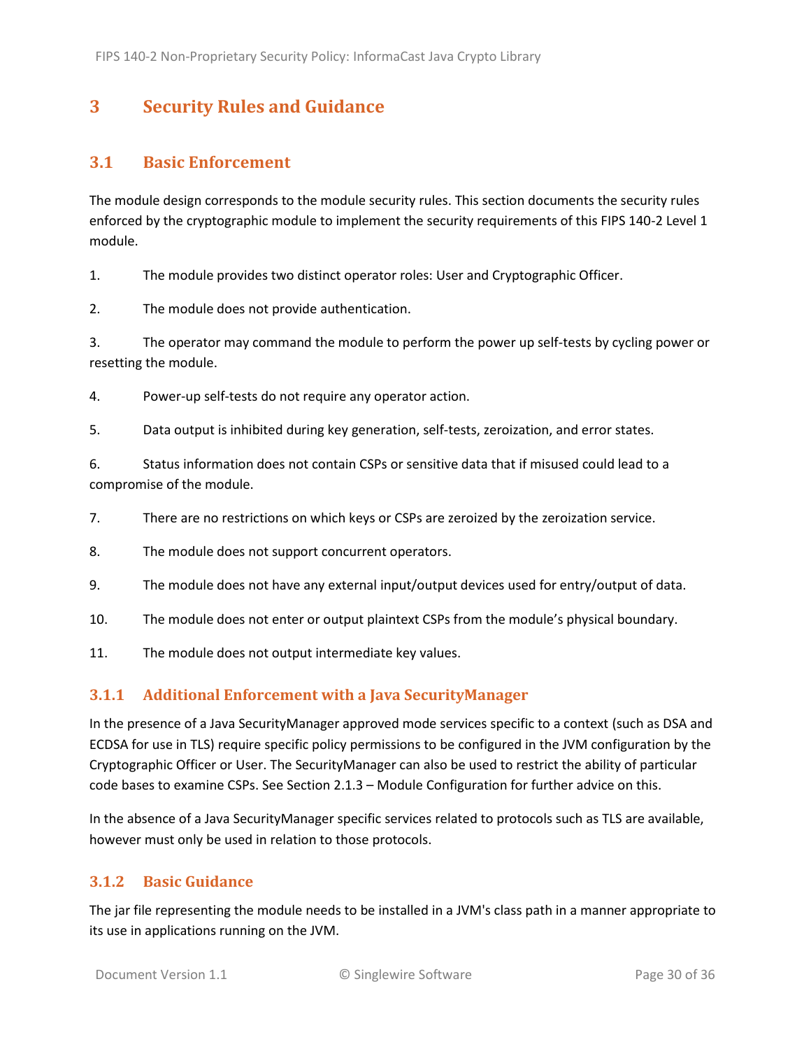# 3 Security Rules and Guidance

## 3.1 Basic Enforcement

The module design corresponds to the module security rules. This section documents the security rules enforced by the cryptographic module to implement the security requirements of this FIPS 140-2 Level 1 module.

1. The module provides two distinct operator roles: User and Cryptographic Officer.
2. The module does not provide authentication.
3. The operator may command the module to perform the power up self-tests by cycling power or resetting the module.
4. Power-up self-tests do not require any operator action.
5. Data output is inhibited during key generation, self-tests, zeroization, and error states.
6. Status information does not contain CSPs or sensitive data that if misused could lead to a compromise of the module.
7. There are no restrictions on which keys or CSPs are zeroized by the zeroization service.
8. The module does not support concurrent operators.
9. The module does not have any external input/output devices used for entry/output of data.
10. The module does not enter or output plaintext CSPs from the module's physical boundary.
11. The module does not output intermediate key values.

### 3.1.1 Additional Enforcement with a Java SecurityManager

In the presence of a Java SecurityManager approved mode services specific to a context (such as DSA and ECDSA for use in TLS) require specific policy permissions to be configured in the JVM configuration by the Cryptographic Officer or User. The SecurityManager can also be used to restrict the ability of particular code bases to examine CSPs. See Section 2.1.3 – Module Configuration for further advice on this.

In the absence of a Java SecurityManager specific services related to protocols such as TLS are available, however must only be used in relation to those protocols.

### 3.1.2 Basic Guidance

The jar file representing the module needs to be installed in a JVM's class path in a manner appropriate to its use in applications running on the JVM.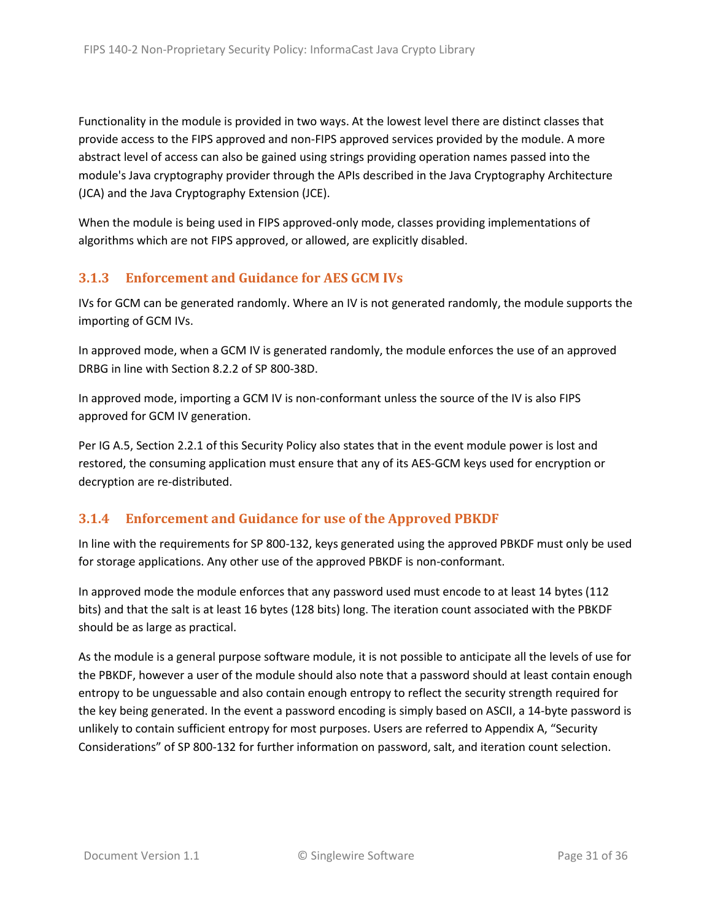Functionality in the module is provided in two ways. At the lowest level there are distinct classes that provide access to the FIPS approved and non-FIPS approved services provided by the module. A more abstract level of access can also be gained using strings providing operation names passed into the module's Java cryptography provider through the APIs described in the Java Cryptography Architecture (JCA) and the Java Cryptography Extension (JCE).

When the module is being used in FIPS approved-only mode, classes providing implementations of algorithms which are not FIPS approved, or allowed, are explicitly disabled.

### 3.1.3 Enforcement and Guidance for AES GCM IVs

IVs for GCM can be generated randomly. Where an IV is not generated randomly, the module supports the importing of GCM IVs.

In approved mode, when a GCM IV is generated randomly, the module enforces the use of an approved DRBG in line with Section 8.2.2 of SP 800-38D.

In approved mode, importing a GCM IV is non-conformant unless the source of the IV is also FIPS approved for GCM IV generation.

Per IG A.5, Section 2.2.1 of this Security Policy also states that in the event module power is lost and restored, the consuming application must ensure that any of its AES-GCM keys used for encryption or decryption are re-distributed.

### 3.1.4 Enforcement and Guidance for use of the Approved PBKDF

In line with the requirements for SP 800-132, keys generated using the approved PBKDF must only be used for storage applications. Any other use of the approved PBKDF is non-conformant.

In approved mode the module enforces that any password used must encode to at least 14 bytes (112 bits) and that the salt is at least 16 bytes (128 bits) long. The iteration count associated with the PBKDF should be as large as practical.

As the module is a general purpose software module, it is not possible to anticipate all the levels of use for the PBKDF, however a user of the module should also note that a password should at least contain enough entropy to be unguessable and also contain enough entropy to reflect the security strength required for the key being generated. In the event a password encoding is simply based on ASCII, a 14-byte password is unlikely to contain sufficient entropy for most purposes. Users are referred to Appendix A, "Security Considerations" of SP 800-132 for further information on password, salt, and iteration count selection.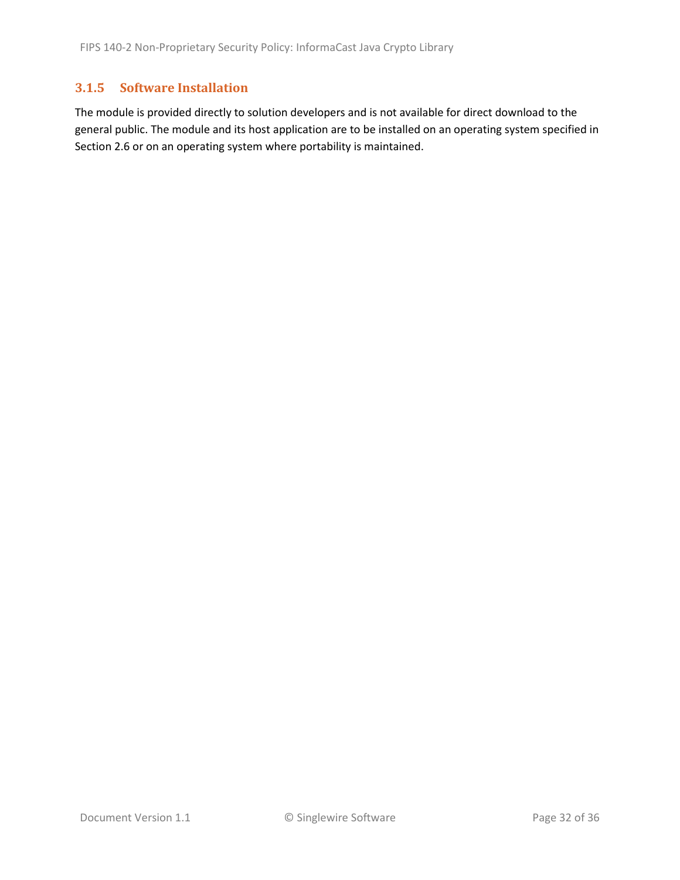### 3.1.5 Software Installation

The module is provided directly to solution developers and is not available for direct download to the general public. The module and its host application are to be installed on an operating system specified in Section 2.6 or on an operating system where portability is maintained.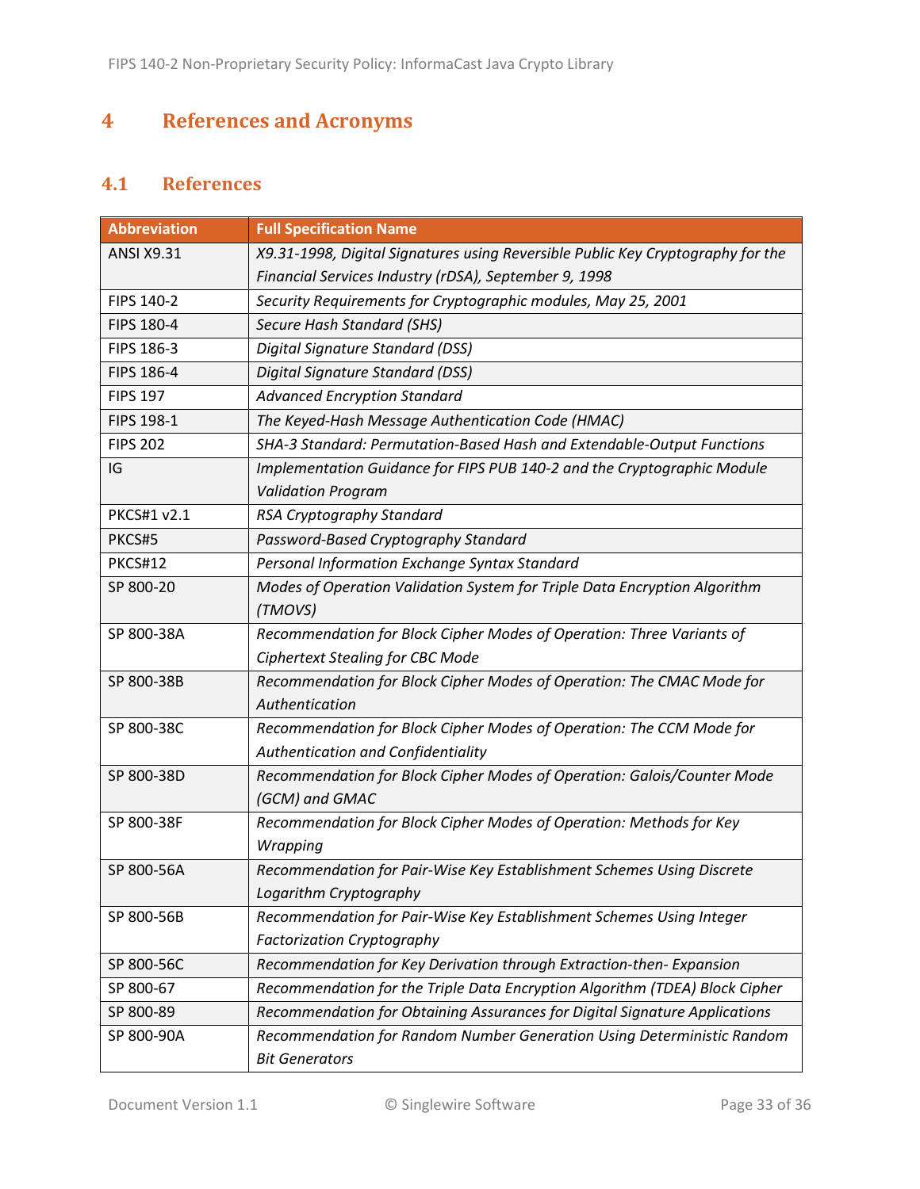# 4 References and Acronyms

## 4.1 References

| Abbreviation | Full Specification Name |
|---|---|
| ANSI X9.31 | *X9.31-1998, Digital Signatures using Reversible Public Key Cryptography for the Financial Services Industry (rDSA), September 9, 1998* |
| FIPS 140-2 | *Security Requirements for Cryptographic modules, May 25, 2001* |
| FIPS 180-4 | *Secure Hash Standard (SHS)* |
| FIPS 186-3 | *Digital Signature Standard (DSS)* |
| FIPS 186-4 | *Digital Signature Standard (DSS)* |
| FIPS 197 | *Advanced Encryption Standard* |
| FIPS 198-1 | *The Keyed-Hash Message Authentication Code (HMAC)* |
| FIPS 202 | *SHA-3 Standard: Permutation-Based Hash and Extendable-Output Functions* |
| IG | *Implementation Guidance for FIPS PUB 140-2 and the Cryptographic Module Validation Program* |
| PKCS#1 v2.1 | *RSA Cryptography Standard* |
| PKCS#5 | *Password-Based Cryptography Standard* |
| PKCS#12 | *Personal Information Exchange Syntax Standard* |
| SP 800-20 | *Modes of Operation Validation System for Triple Data Encryption Algorithm (TMOVS)* |
| SP 800-38A | *Recommendation for Block Cipher Modes of Operation: Three Variants of Ciphertext Stealing for CBC Mode* |
| SP 800-38B | *Recommendation for Block Cipher Modes of Operation: The CMAC Mode for Authentication* |
| SP 800-38C | *Recommendation for Block Cipher Modes of Operation: The CCM Mode for Authentication and Confidentiality* |
| SP 800-38D | *Recommendation for Block Cipher Modes of Operation: Galois/Counter Mode (GCM) and GMAC* |
| SP 800-38F | *Recommendation for Block Cipher Modes of Operation: Methods for Key Wrapping* |
| SP 800-56A | *Recommendation for Pair-Wise Key Establishment Schemes Using Discrete Logarithm Cryptography* |
| SP 800-56B | *Recommendation for Pair-Wise Key Establishment Schemes Using Integer Factorization Cryptography* |
| SP 800-56C | *Recommendation for Key Derivation through Extraction-then- Expansion* |
| SP 800-67 | *Recommendation for the Triple Data Encryption Algorithm (TDEA) Block Cipher* |
| SP 800-89 | *Recommendation for Obtaining Assurances for Digital Signature Applications* |
| SP 800-90A | *Recommendation for Random Number Generation Using Deterministic Random Bit Generators* |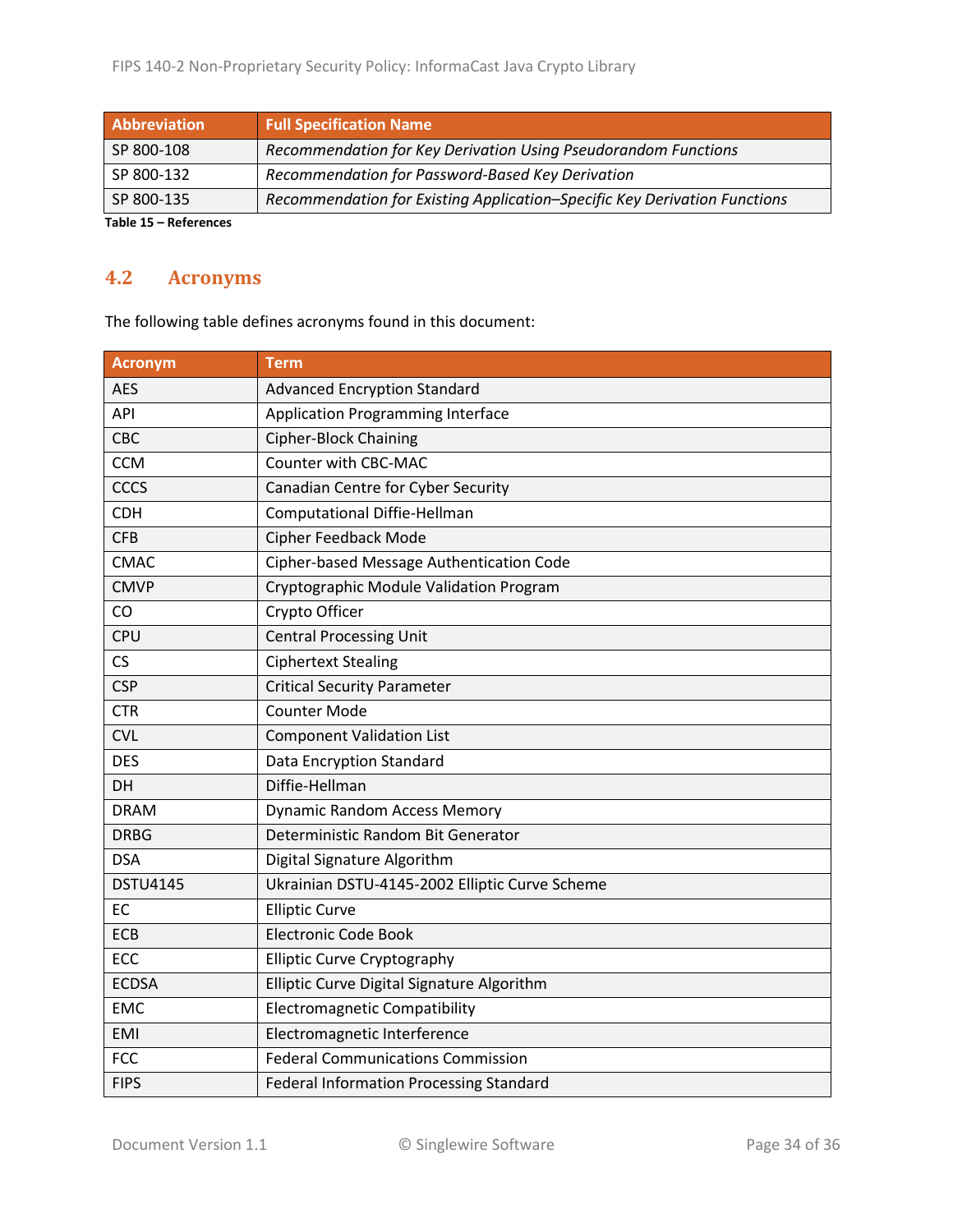| Abbreviation | Full Specification Name |
| --- | --- |
| SP 800-108 | *Recommendation for Key Derivation Using Pseudorandom Functions* |
| SP 800-132 | *Recommendation for Password-Based Key Derivation* |
| SP 800-135 | *Recommendation for Existing Application–Specific Key Derivation Functions* |

**Table 15 – References**

## 4.2 Acronyms

The following table defines acronyms found in this document:

| Acronym | Term |
| --- | --- |
| AES | Advanced Encryption Standard |
| API | Application Programming Interface |
| CBC | Cipher-Block Chaining |
| CCM | Counter with CBC-MAC |
| CCCS | Canadian Centre for Cyber Security |
| CDH | Computational Diffie-Hellman |
| CFB | Cipher Feedback Mode |
| CMAC | Cipher-based Message Authentication Code |
| CMVP | Cryptographic Module Validation Program |
| CO | Crypto Officer |
| CPU | Central Processing Unit |
| CS | Ciphertext Stealing |
| CSP | Critical Security Parameter |
| CTR | Counter Mode |
| CVL | Component Validation List |
| DES | Data Encryption Standard |
| DH | Diffie-Hellman |
| DRAM | Dynamic Random Access Memory |
| DRBG | Deterministic Random Bit Generator |
| DSA | Digital Signature Algorithm |
| DSTU4145 | Ukrainian DSTU-4145-2002 Elliptic Curve Scheme |
| EC | Elliptic Curve |
| ECB | Electronic Code Book |
| ECC | Elliptic Curve Cryptography |
| ECDSA | Elliptic Curve Digital Signature Algorithm |
| EMC | Electromagnetic Compatibility |
| EMI | Electromagnetic Interference |
| FCC | Federal Communications Commission |
| FIPS | Federal Information Processing Standard |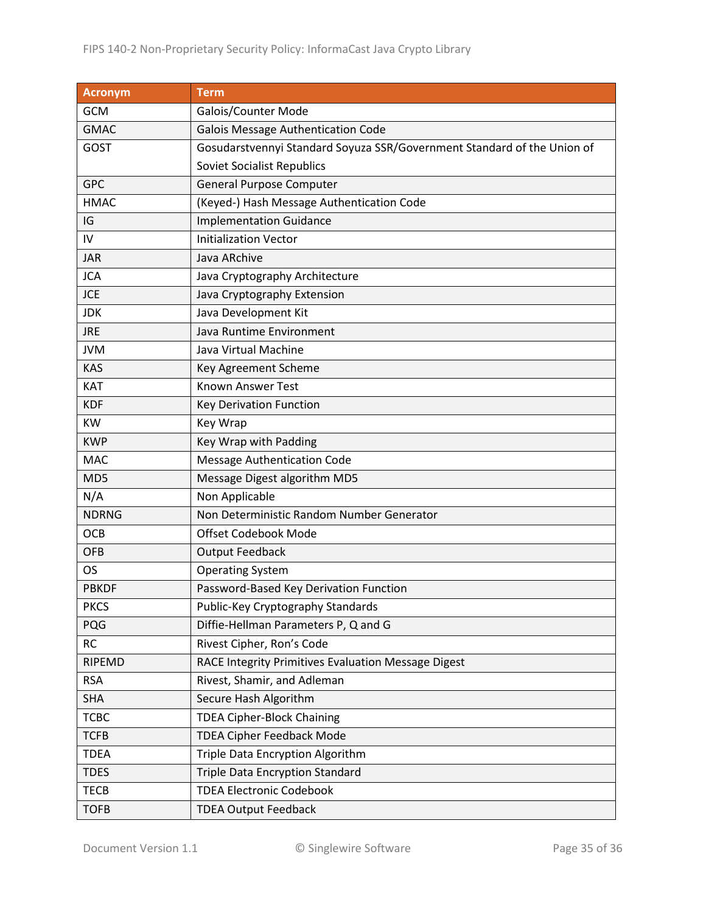| Acronym | Term |
|---|---|
| GCM | Galois/Counter Mode |
| GMAC | Galois Message Authentication Code |
| GOST | Gosudarstvennyi Standard Soyuza SSR/Government Standard of the Union of Soviet Socialist Republics |
| GPC | General Purpose Computer |
| HMAC | (Keyed-) Hash Message Authentication Code |
| IG | Implementation Guidance |
| IV | Initialization Vector |
| JAR | Java ARchive |
| JCA | Java Cryptography Architecture |
| JCE | Java Cryptography Extension |
| JDK | Java Development Kit |
| JRE | Java Runtime Environment |
| JVM | Java Virtual Machine |
| KAS | Key Agreement Scheme |
| KAT | Known Answer Test |
| KDF | Key Derivation Function |
| KW | Key Wrap |
| KWP | Key Wrap with Padding |
| MAC | Message Authentication Code |
| MD5 | Message Digest algorithm MD5 |
| N/A | Non Applicable |
| NDRNG | Non Deterministic Random Number Generator |
| OCB | Offset Codebook Mode |
| OFB | Output Feedback |
| OS | Operating System |
| PBKDF | Password-Based Key Derivation Function |
| PKCS | Public-Key Cryptography Standards |
| PQG | Diffie-Hellman Parameters P, Q and G |
| RC | Rivest Cipher, Ron's Code |
| RIPEMD | RACE Integrity Primitives Evaluation Message Digest |
| RSA | Rivest, Shamir, and Adleman |
| SHA | Secure Hash Algorithm |
| TCBC | TDEA Cipher-Block Chaining |
| TCFB | TDEA Cipher Feedback Mode |
| TDEA | Triple Data Encryption Algorithm |
| TDES | Triple Data Encryption Standard |
| TECB | TDEA Electronic Codebook |
| TOFB | TDEA Output Feedback |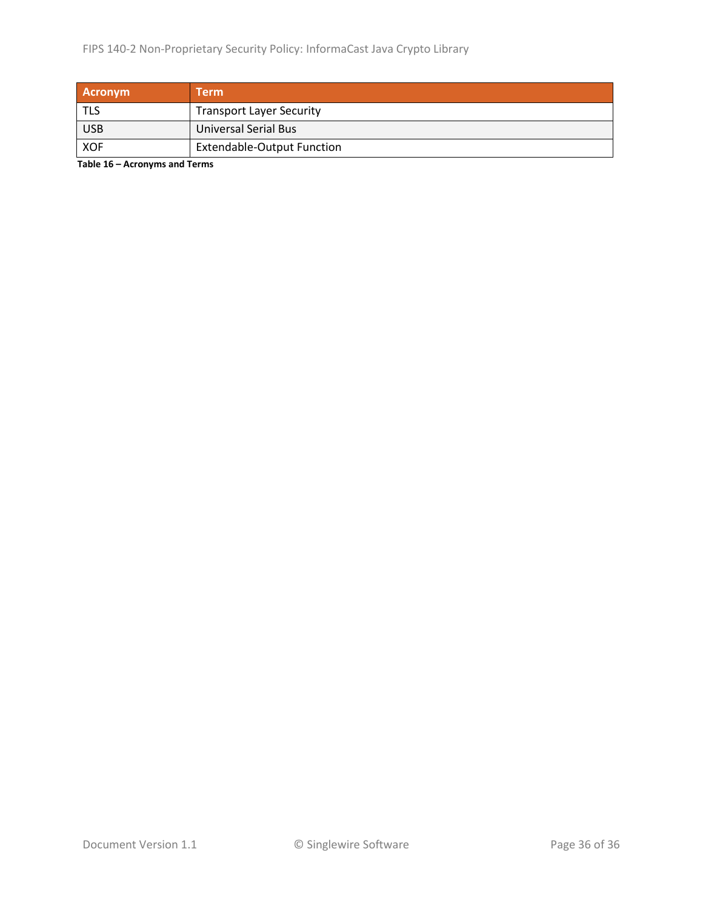| Acronym | Term |
|---|---|
| TLS | Transport Layer Security |
| USB | Universal Serial Bus |
| XOF | Extendable-Output Function |

**Table 16 – Acronyms and Terms**